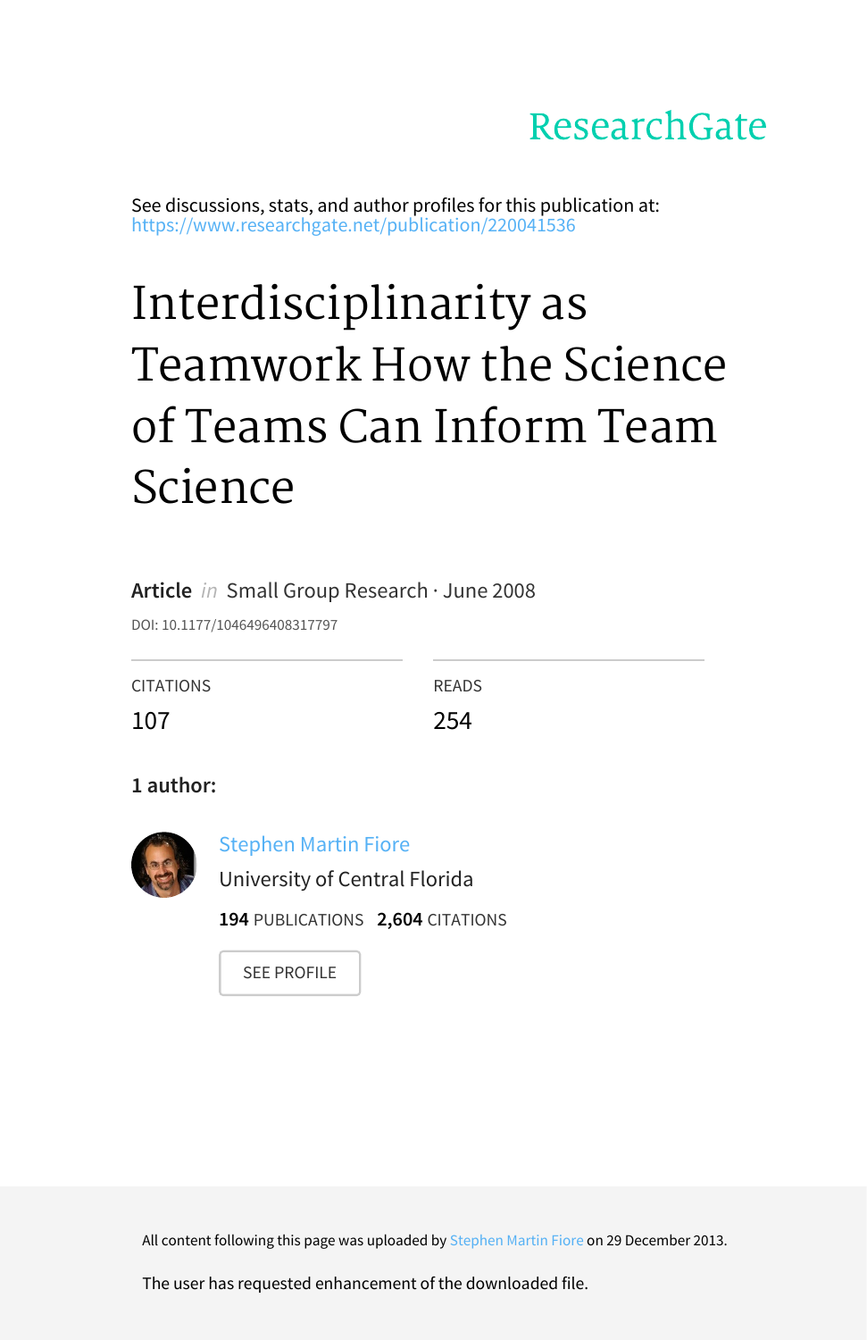ResearchGate

See discussions, stats, and author profiles for this publication at: https://www.researchgate.net/publication/220041536

# Interdisciplinarity as Teamwork How the Science of Teams Can Inform Team Science

**Article** *in* Small Group Research · June 2008

DOI: 10.1177/1046496408317797

| CITATIONS | READS |
| --- | --- |
| 107 | 254 |

**1 author:**

Stephen Martin Fiore
University of Central Florida

**194** PUBLICATIONS **2,604** CITATIONS

SEE PROFILE

All content following this page was uploaded by Stephen Martin Fiore on 29 December 2013.

The user has requested enhancement of the downloaded file.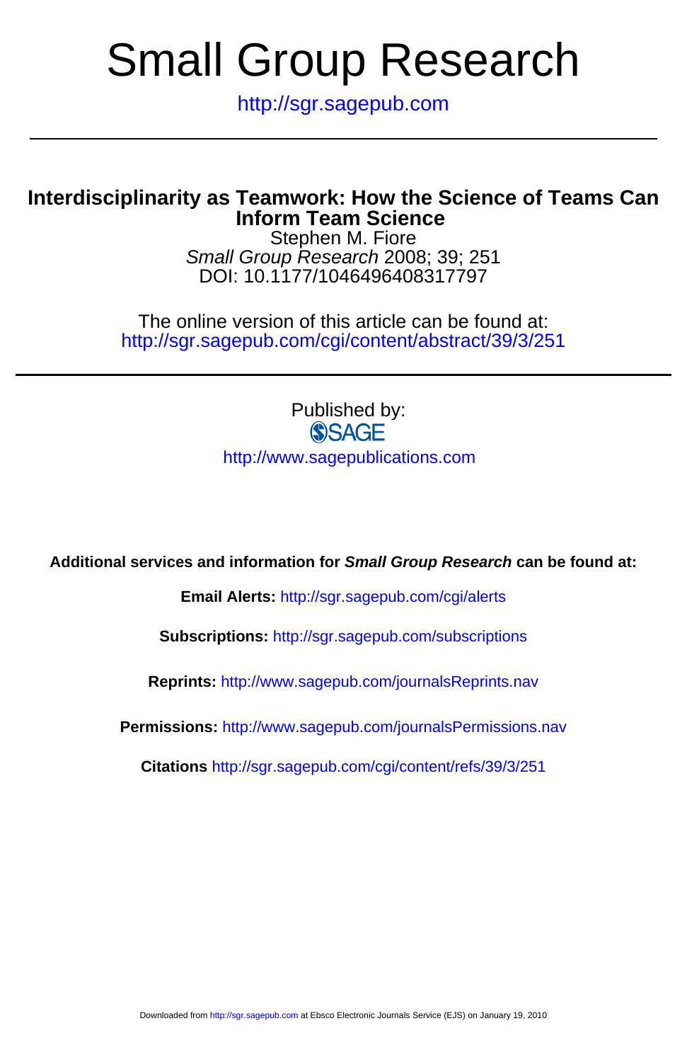# Small Group Research

http://sgr.sagepub.com

## Interdisciplinarity as Teamwork: How the Science of Teams Can Inform Team Science

Stephen M. Fiore

*Small Group Research* 2008; 39; 251

DOI: 10.1177/1046496408317797

The online version of this article can be found at:

http://sgr.sagepub.com/cgi/content/abstract/39/3/251

Published by:

SAGE

http://www.sagepublications.com

**Additional services and information for *Small Group Research* can be found at:**

**Email Alerts:** http://sgr.sagepub.com/cgi/alerts

**Subscriptions:** http://sgr.sagepub.com/subscriptions

**Reprints:** http://www.sagepub.com/journalsReprints.nav

**Permissions:** http://www.sagepub.com/journalsPermissions.nav

**Citations** http://sgr.sagepub.com/cgi/content/refs/39/3/251

Downloaded from http://sgr.sagepub.com at Ebsco Electronic Journals Service (EJS) on January 19, 2010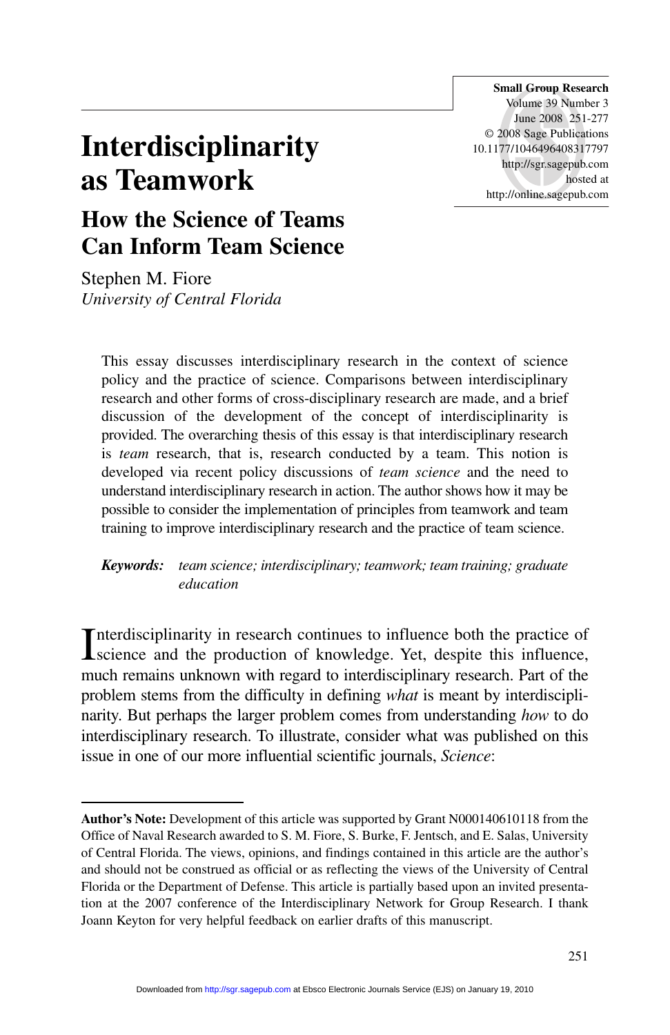# Interdisciplinarity as Teamwork

## How the Science of Teams Can Inform Team Science

Stephen M. Fiore
*University of Central Florida*

This essay discusses interdisciplinary research in the context of science policy and the practice of science. Comparisons between interdisciplinary research and other forms of cross-disciplinary research are made, and a brief discussion of the development of the concept of interdisciplinarity is provided. The overarching thesis of this essay is that interdisciplinary research is *team* research, that is, research conducted by a team. This notion is developed via recent policy discussions of *team science* and the need to understand interdisciplinary research in action. The author shows how it may be possible to consider the implementation of principles from teamwork and team training to improve interdisciplinary research and the practice of team science.

***Keywords:*** *team science; interdisciplinary; teamwork; team training; graduate education*

Interdisciplinarity in research continues to influence both the practice of science and the production of knowledge. Yet, despite this influence, much remains unknown with regard to interdisciplinary research. Part of the problem stems from the difficulty in defining *what* is meant by interdisciplinarity. But perhaps the larger problem comes from understanding *how* to do interdisciplinary research. To illustrate, consider what was published on this issue in one of our more influential scientific journals, *Science*:

**Author's Note:** Development of this article was supported by Grant N000140610118 from the Office of Naval Research awarded to S. M. Fiore, S. Burke, F. Jentsch, and E. Salas, University of Central Florida. The views, opinions, and findings contained in this article are the author's and should not be construed as official or as reflecting the views of the University of Central Florida or the Department of Defense. This article is partially based upon an invited presentation at the 2007 conference of the Interdisciplinary Network for Group Research. I thank Joann Keyton for very helpful feedback on earlier drafts of this manuscript.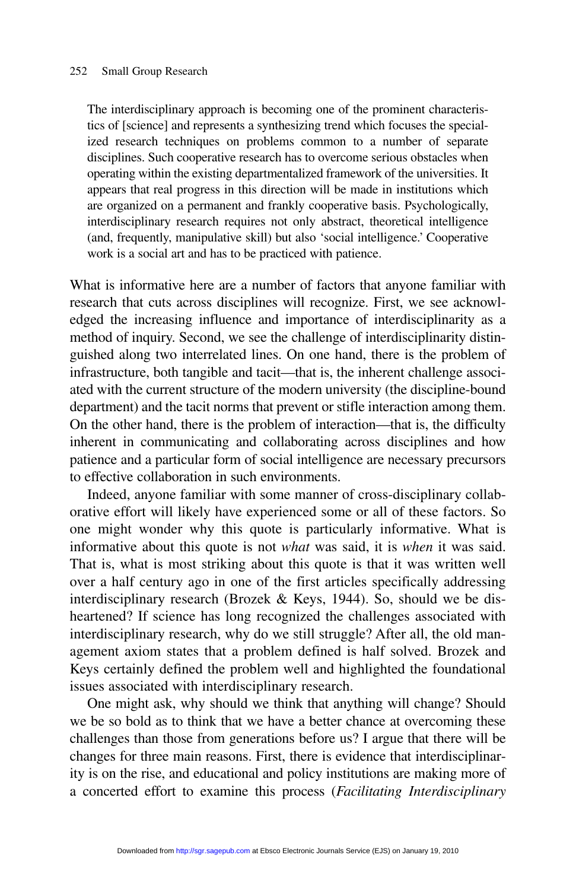> The interdisciplinary approach is becoming one of the prominent characteristics of [science] and represents a synthesizing trend which focuses the specialized research techniques on problems common to a number of separate disciplines. Such cooperative research has to overcome serious obstacles when operating within the existing departmentalized framework of the universities. It appears that real progress in this direction will be made in institutions which are organized on a permanent and frankly cooperative basis. Psychologically, interdisciplinary research requires not only abstract, theoretical intelligence (and, frequently, manipulative skill) but also 'social intelligence.' Cooperative work is a social art and has to be practiced with patience.

What is informative here are a number of factors that anyone familiar with research that cuts across disciplines will recognize. First, we see acknowledged the increasing influence and importance of interdisciplinarity as a method of inquiry. Second, we see the challenge of interdisciplinarity distinguished along two interrelated lines. On one hand, there is the problem of infrastructure, both tangible and tacit—that is, the inherent challenge associated with the current structure of the modern university (the discipline-bound department) and the tacit norms that prevent or stifle interaction among them. On the other hand, there is the problem of interaction—that is, the difficulty inherent in communicating and collaborating across disciplines and how patience and a particular form of social intelligence are necessary precursors to effective collaboration in such environments.

Indeed, anyone familiar with some manner of cross-disciplinary collaborative effort will likely have experienced some or all of these factors. So one might wonder why this quote is particularly informative. What is informative about this quote is not *what* was said, it is *when* it was said. That is, what is most striking about this quote is that it was written well over a half century ago in one of the first articles specifically addressing interdisciplinary research (Brozek & Keys, 1944). So, should we be disheartened? If science has long recognized the challenges associated with interdisciplinary research, why do we still struggle? After all, the old management axiom states that a problem defined is half solved. Brozek and Keys certainly defined the problem well and highlighted the foundational issues associated with interdisciplinary research.

One might ask, why should we think that anything will change? Should we be so bold as to think that we have a better chance at overcoming these challenges than those from generations before us? I argue that there will be changes for three main reasons. First, there is evidence that interdisciplinarity is on the rise, and educational and policy institutions are making more of a concerted effort to examine this process (*Facilitating Interdisciplinary*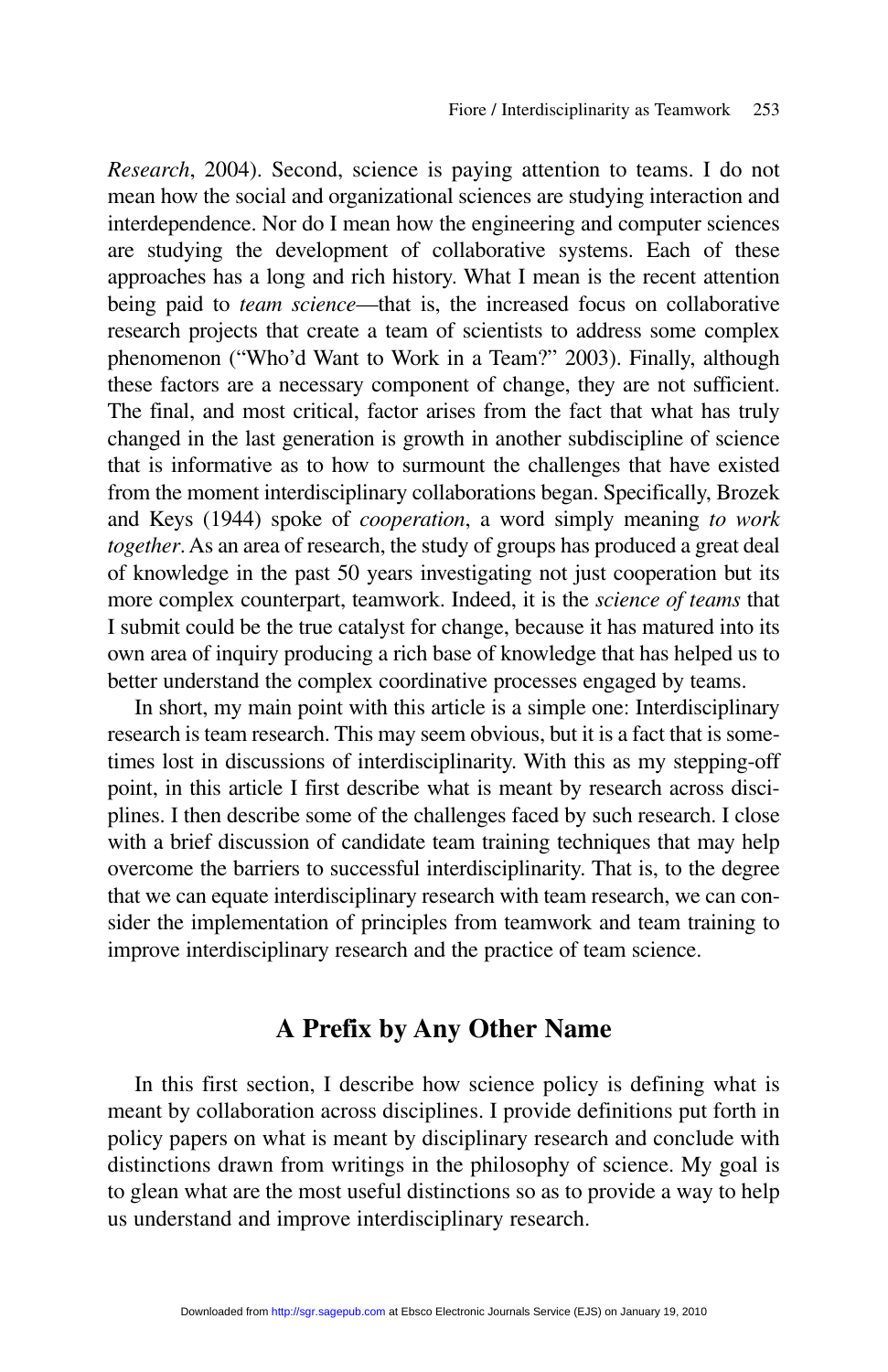*Research*, 2004). Second, science is paying attention to teams. I do not mean how the social and organizational sciences are studying interaction and interdependence. Nor do I mean how the engineering and computer sciences are studying the development of collaborative systems. Each of these approaches has a long and rich history. What I mean is the recent attention being paid to *team science*—that is, the increased focus on collaborative research projects that create a team of scientists to address some complex phenomenon ("Who'd Want to Work in a Team?" 2003). Finally, although these factors are a necessary component of change, they are not sufficient. The final, and most critical, factor arises from the fact that what has truly changed in the last generation is growth in another subdiscipline of science that is informative as to how to surmount the challenges that have existed from the moment interdisciplinary collaborations began. Specifically, Brozek and Keys (1944) spoke of *cooperation*, a word simply meaning *to work together*. As an area of research, the study of groups has produced a great deal of knowledge in the past 50 years investigating not just cooperation but its more complex counterpart, teamwork. Indeed, it is the *science of teams* that I submit could be the true catalyst for change, because it has matured into its own area of inquiry producing a rich base of knowledge that has helped us to better understand the complex coordinative processes engaged by teams.

In short, my main point with this article is a simple one: Interdisciplinary research is team research. This may seem obvious, but it is a fact that is sometimes lost in discussions of interdisciplinarity. With this as my stepping-off point, in this article I first describe what is meant by research across disciplines. I then describe some of the challenges faced by such research. I close with a brief discussion of candidate team training techniques that may help overcome the barriers to successful interdisciplinarity. That is, to the degree that we can equate interdisciplinary research with team research, we can consider the implementation of principles from teamwork and team training to improve interdisciplinary research and the practice of team science.

## A Prefix by Any Other Name

In this first section, I describe how science policy is defining what is meant by collaboration across disciplines. I provide definitions put forth in policy papers on what is meant by disciplinary research and conclude with distinctions drawn from writings in the philosophy of science. My goal is to glean what are the most useful distinctions so as to provide a way to help us understand and improve interdisciplinary research.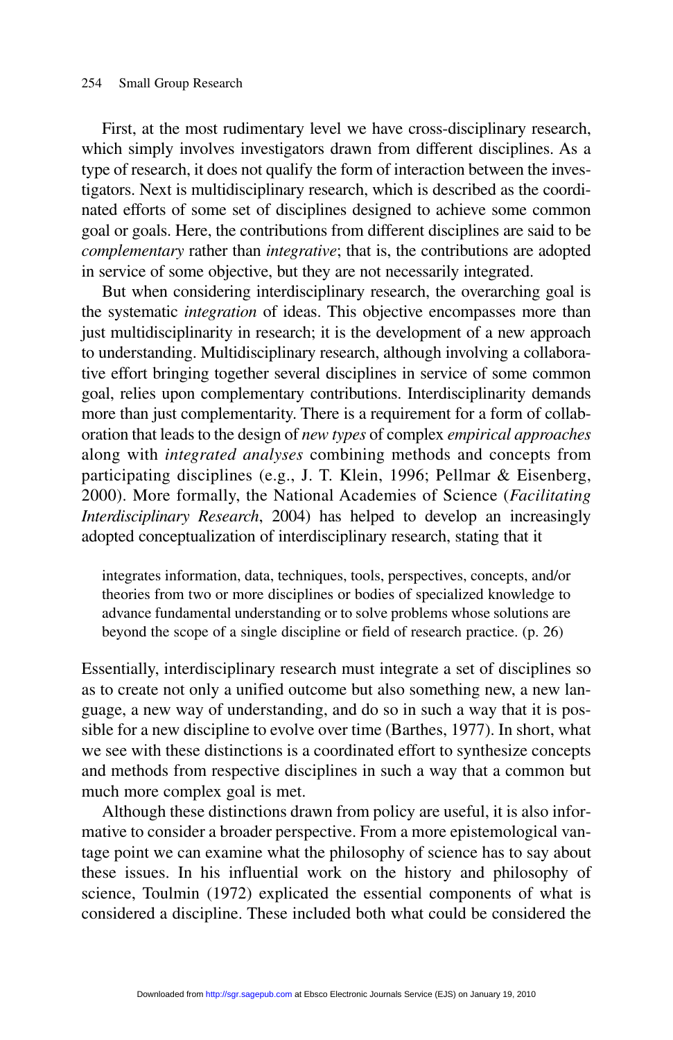First, at the most rudimentary level we have cross-disciplinary research, which simply involves investigators drawn from different disciplines. As a type of research, it does not qualify the form of interaction between the investigators. Next is multidisciplinary research, which is described as the coordinated efforts of some set of disciplines designed to achieve some common goal or goals. Here, the contributions from different disciplines are said to be *complementary* rather than *integrative*; that is, the contributions are adopted in service of some objective, but they are not necessarily integrated.

But when considering interdisciplinary research, the overarching goal is the systematic *integration* of ideas. This objective encompasses more than just multidisciplinarity in research; it is the development of a new approach to understanding. Multidisciplinary research, although involving a collaborative effort bringing together several disciplines in service of some common goal, relies upon complementary contributions. Interdisciplinarity demands more than just complementarity. There is a requirement for a form of collaboration that leads to the design of *new types* of complex *empirical approaches* along with *integrated analyses* combining methods and concepts from participating disciplines (e.g., J. T. Klein, 1996; Pellmar & Eisenberg, 2000). More formally, the National Academies of Science (*Facilitating Interdisciplinary Research*, 2004) has helped to develop an increasingly adopted conceptualization of interdisciplinary research, stating that it

> integrates information, data, techniques, tools, perspectives, concepts, and/or theories from two or more disciplines or bodies of specialized knowledge to advance fundamental understanding or to solve problems whose solutions are beyond the scope of a single discipline or field of research practice. (p. 26)

Essentially, interdisciplinary research must integrate a set of disciplines so as to create not only a unified outcome but also something new, a new language, a new way of understanding, and do so in such a way that it is possible for a new discipline to evolve over time (Barthes, 1977). In short, what we see with these distinctions is a coordinated effort to synthesize concepts and methods from respective disciplines in such a way that a common but much more complex goal is met.

Although these distinctions drawn from policy are useful, it is also informative to consider a broader perspective. From a more epistemological vantage point we can examine what the philosophy of science has to say about these issues. In his influential work on the history and philosophy of science, Toulmin (1972) explicated the essential components of what is considered a discipline. These included both what could be considered the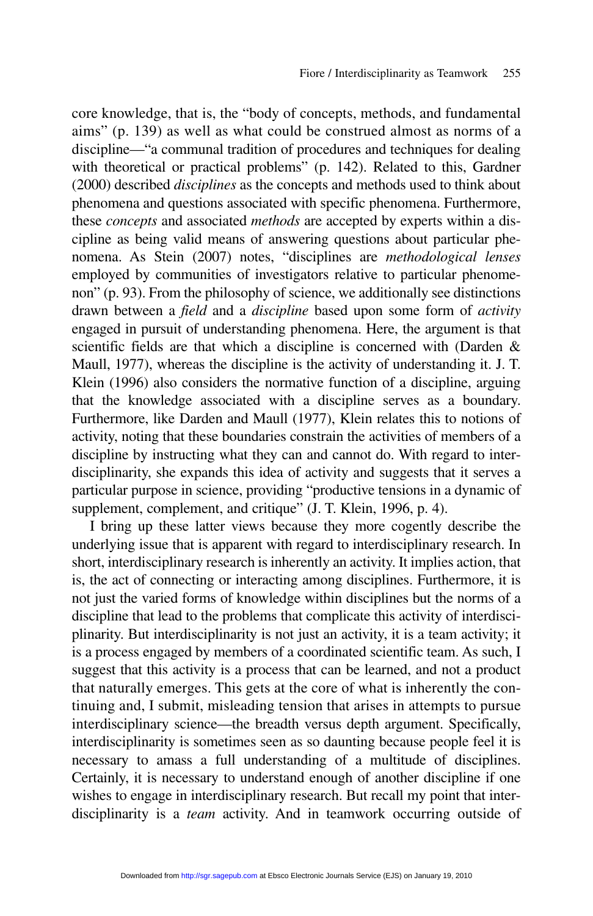core knowledge, that is, the "body of concepts, methods, and fundamental aims" (p. 139) as well as what could be construed almost as norms of a discipline—"a communal tradition of procedures and techniques for dealing with theoretical or practical problems" (p. 142). Related to this, Gardner (2000) described *disciplines* as the concepts and methods used to think about phenomena and questions associated with specific phenomena. Furthermore, these *concepts* and associated *methods* are accepted by experts within a discipline as being valid means of answering questions about particular phenomena. As Stein (2007) notes, "disciplines are *methodological lenses* employed by communities of investigators relative to particular phenomenon" (p. 93). From the philosophy of science, we additionally see distinctions drawn between a *field* and a *discipline* based upon some form of *activity* engaged in pursuit of understanding phenomena. Here, the argument is that scientific fields are that which a discipline is concerned with (Darden & Maull, 1977), whereas the discipline is the activity of understanding it. J. T. Klein (1996) also considers the normative function of a discipline, arguing that the knowledge associated with a discipline serves as a boundary. Furthermore, like Darden and Maull (1977), Klein relates this to notions of activity, noting that these boundaries constrain the activities of members of a discipline by instructing what they can and cannot do. With regard to interdisciplinarity, she expands this idea of activity and suggests that it serves a particular purpose in science, providing "productive tensions in a dynamic of supplement, complement, and critique" (J. T. Klein, 1996, p. 4).

I bring up these latter views because they more cogently describe the underlying issue that is apparent with regard to interdisciplinary research. In short, interdisciplinary research is inherently an activity. It implies action, that is, the act of connecting or interacting among disciplines. Furthermore, it is not just the varied forms of knowledge within disciplines but the norms of a discipline that lead to the problems that complicate this activity of interdisciplinarity. But interdisciplinarity is not just an activity, it is a team activity; it is a process engaged by members of a coordinated scientific team. As such, I suggest that this activity is a process that can be learned, and not a product that naturally emerges. This gets at the core of what is inherently the continuing and, I submit, misleading tension that arises in attempts to pursue interdisciplinary science—the breadth versus depth argument. Specifically, interdisciplinarity is sometimes seen as so daunting because people feel it is necessary to amass a full understanding of a multitude of disciplines. Certainly, it is necessary to understand enough of another discipline if one wishes to engage in interdisciplinary research. But recall my point that interdisciplinarity is a *team* activity. And in teamwork occurring outside of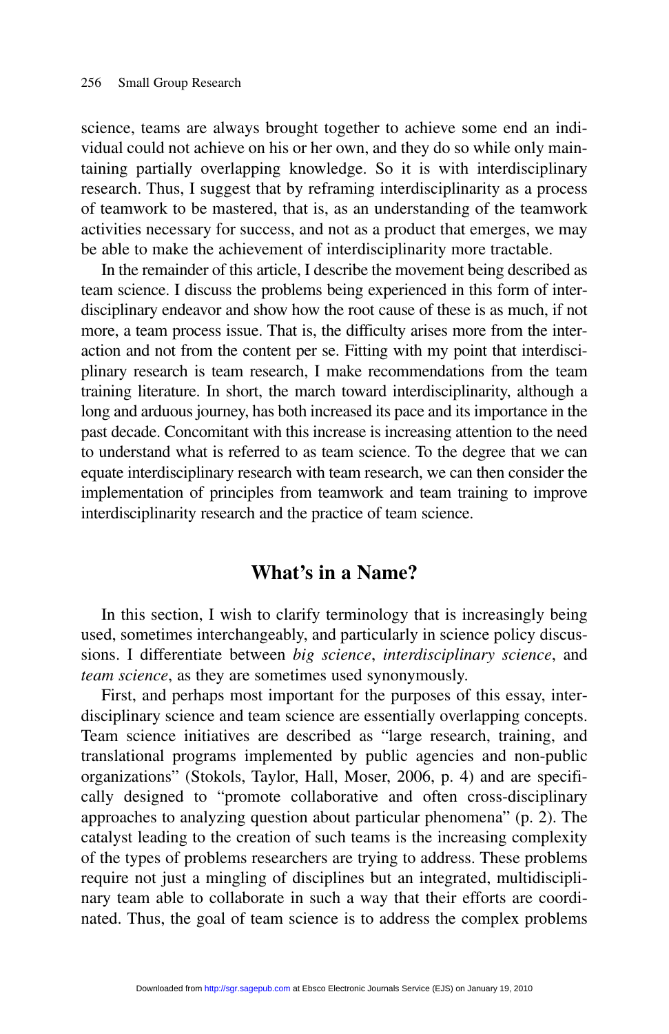science, teams are always brought together to achieve some end an individual could not achieve on his or her own, and they do so while only maintaining partially overlapping knowledge. So it is with interdisciplinary research. Thus, I suggest that by reframing interdisciplinarity as a process of teamwork to be mastered, that is, as an understanding of the teamwork activities necessary for success, and not as a product that emerges, we may be able to make the achievement of interdisciplinarity more tractable.

In the remainder of this article, I describe the movement being described as team science. I discuss the problems being experienced in this form of interdisciplinary endeavor and show how the root cause of these is as much, if not more, a team process issue. That is, the difficulty arises more from the interaction and not from the content per se. Fitting with my point that interdisciplinary research is team research, I make recommendations from the team training literature. In short, the march toward interdisciplinarity, although a long and arduous journey, has both increased its pace and its importance in the past decade. Concomitant with this increase is increasing attention to the need to understand what is referred to as team science. To the degree that we can equate interdisciplinary research with team research, we can then consider the implementation of principles from teamwork and team training to improve interdisciplinarity research and the practice of team science.

## What's in a Name?

In this section, I wish to clarify terminology that is increasingly being used, sometimes interchangeably, and particularly in science policy discussions. I differentiate between *big science*, *interdisciplinary science*, and *team science*, as they are sometimes used synonymously.

First, and perhaps most important for the purposes of this essay, interdisciplinary science and team science are essentially overlapping concepts. Team science initiatives are described as "large research, training, and translational programs implemented by public agencies and non-public organizations" (Stokols, Taylor, Hall, Moser, 2006, p. 4) and are specifically designed to "promote collaborative and often cross-disciplinary approaches to analyzing question about particular phenomena" (p. 2). The catalyst leading to the creation of such teams is the increasing complexity of the types of problems researchers are trying to address. These problems require not just a mingling of disciplines but an integrated, multidisciplinary team able to collaborate in such a way that their efforts are coordinated. Thus, the goal of team science is to address the complex problems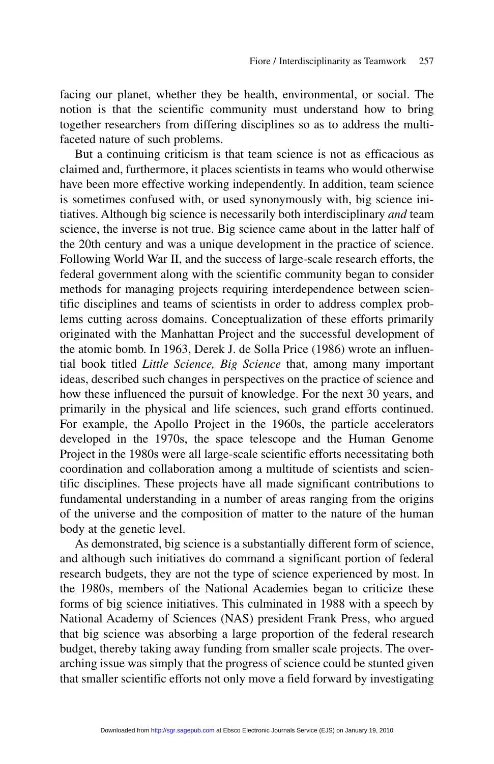facing our planet, whether they be health, environmental, or social. The notion is that the scientific community must understand how to bring together researchers from differing disciplines so as to address the multifaceted nature of such problems.

But a continuing criticism is that team science is not as efficacious as claimed and, furthermore, it places scientists in teams who would otherwise have been more effective working independently. In addition, team science is sometimes confused with, or used synonymously with, big science initiatives. Although big science is necessarily both interdisciplinary *and* team science, the inverse is not true. Big science came about in the latter half of the 20th century and was a unique development in the practice of science. Following World War II, and the success of large-scale research efforts, the federal government along with the scientific community began to consider methods for managing projects requiring interdependence between scientific disciplines and teams of scientists in order to address complex problems cutting across domains. Conceptualization of these efforts primarily originated with the Manhattan Project and the successful development of the atomic bomb. In 1963, Derek J. de Solla Price (1986) wrote an influential book titled *Little Science, Big Science* that, among many important ideas, described such changes in perspectives on the practice of science and how these influenced the pursuit of knowledge. For the next 30 years, and primarily in the physical and life sciences, such grand efforts continued. For example, the Apollo Project in the 1960s, the particle accelerators developed in the 1970s, the space telescope and the Human Genome Project in the 1980s were all large-scale scientific efforts necessitating both coordination and collaboration among a multitude of scientists and scientific disciplines. These projects have all made significant contributions to fundamental understanding in a number of areas ranging from the origins of the universe and the composition of matter to the nature of the human body at the genetic level.

As demonstrated, big science is a substantially different form of science, and although such initiatives do command a significant portion of federal research budgets, they are not the type of science experienced by most. In the 1980s, members of the National Academies began to criticize these forms of big science initiatives. This culminated in 1988 with a speech by National Academy of Sciences (NAS) president Frank Press, who argued that big science was absorbing a large proportion of the federal research budget, thereby taking away funding from smaller scale projects. The overarching issue was simply that the progress of science could be stunted given that smaller scientific efforts not only move a field forward by investigating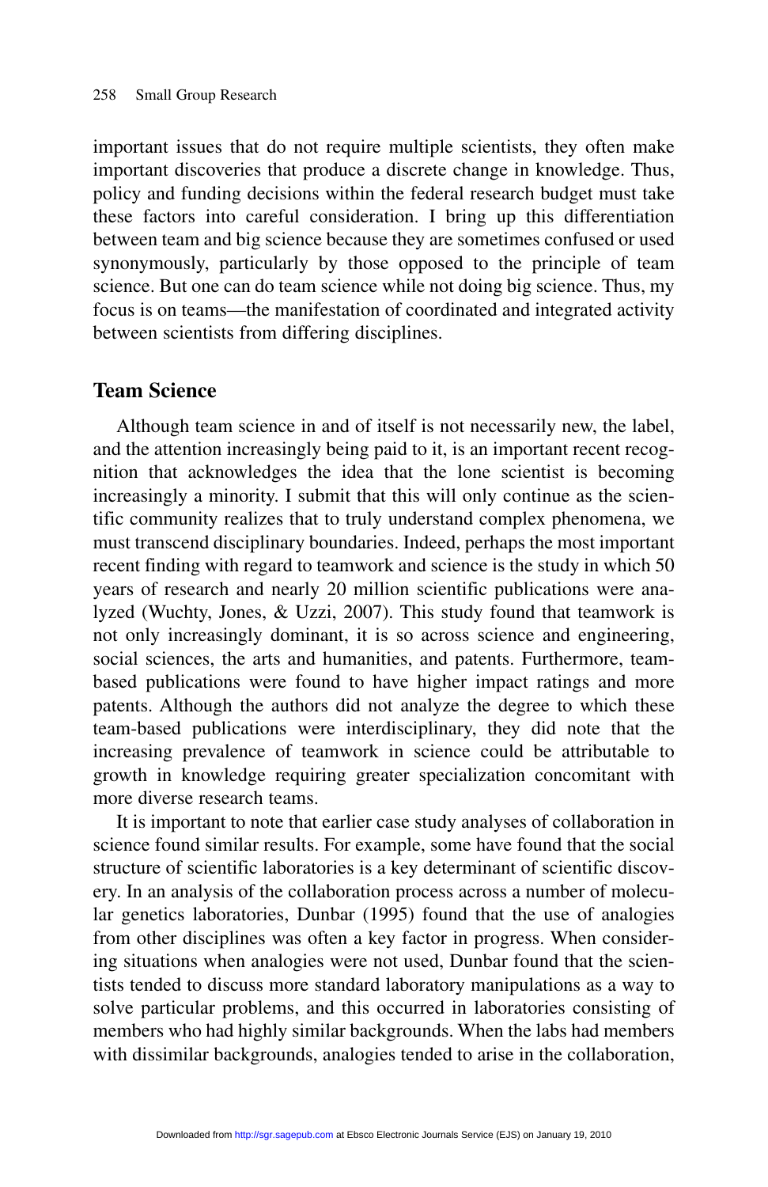important issues that do not require multiple scientists, they often make important discoveries that produce a discrete change in knowledge. Thus, policy and funding decisions within the federal research budget must take these factors into careful consideration. I bring up this differentiation between team and big science because they are sometimes confused or used synonymously, particularly by those opposed to the principle of team science. But one can do team science while not doing big science. Thus, my focus is on teams—the manifestation of coordinated and integrated activity between scientists from differing disciplines.

## Team Science

Although team science in and of itself is not necessarily new, the label, and the attention increasingly being paid to it, is an important recent recognition that acknowledges the idea that the lone scientist is becoming increasingly a minority. I submit that this will only continue as the scientific community realizes that to truly understand complex phenomena, we must transcend disciplinary boundaries. Indeed, perhaps the most important recent finding with regard to teamwork and science is the study in which 50 years of research and nearly 20 million scientific publications were analyzed (Wuchty, Jones, & Uzzi, 2007). This study found that teamwork is not only increasingly dominant, it is so across science and engineering, social sciences, the arts and humanities, and patents. Furthermore, team-based publications were found to have higher impact ratings and more patents. Although the authors did not analyze the degree to which these team-based publications were interdisciplinary, they did note that the increasing prevalence of teamwork in science could be attributable to growth in knowledge requiring greater specialization concomitant with more diverse research teams.

It is important to note that earlier case study analyses of collaboration in science found similar results. For example, some have found that the social structure of scientific laboratories is a key determinant of scientific discovery. In an analysis of the collaboration process across a number of molecular genetics laboratories, Dunbar (1995) found that the use of analogies from other disciplines was often a key factor in progress. When considering situations when analogies were not used, Dunbar found that the scientists tended to discuss more standard laboratory manipulations as a way to solve particular problems, and this occurred in laboratories consisting of members who had highly similar backgrounds. When the labs had members with dissimilar backgrounds, analogies tended to arise in the collaboration,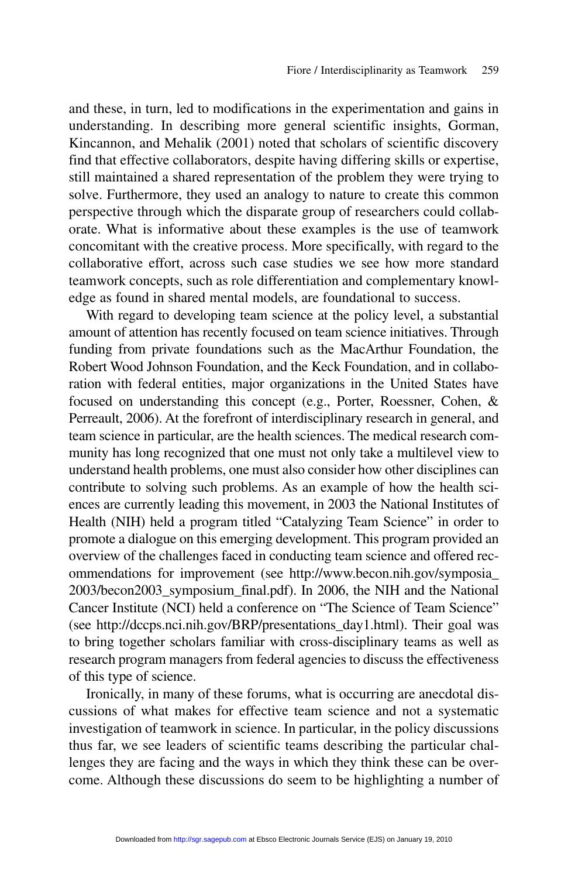and these, in turn, led to modifications in the experimentation and gains in understanding. In describing more general scientific insights, Gorman, Kincannon, and Mehalik (2001) noted that scholars of scientific discovery find that effective collaborators, despite having differing skills or expertise, still maintained a shared representation of the problem they were trying to solve. Furthermore, they used an analogy to nature to create this common perspective through which the disparate group of researchers could collaborate. What is informative about these examples is the use of teamwork concomitant with the creative process. More specifically, with regard to the collaborative effort, across such case studies we see how more standard teamwork concepts, such as role differentiation and complementary knowledge as found in shared mental models, are foundational to success.

With regard to developing team science at the policy level, a substantial amount of attention has recently focused on team science initiatives. Through funding from private foundations such as the MacArthur Foundation, the Robert Wood Johnson Foundation, and the Keck Foundation, and in collaboration with federal entities, major organizations in the United States have focused on understanding this concept (e.g., Porter, Roessner, Cohen, & Perreault, 2006). At the forefront of interdisciplinary research in general, and team science in particular, are the health sciences. The medical research community has long recognized that one must not only take a multilevel view to understand health problems, one must also consider how other disciplines can contribute to solving such problems. As an example of how the health sciences are currently leading this movement, in 2003 the National Institutes of Health (NIH) held a program titled "Catalyzing Team Science" in order to promote a dialogue on this emerging development. This program provided an overview of the challenges faced in conducting team science and offered recommendations for improvement (see http://www.becon.nih.gov/symposia_2003/becon2003_symposium_final.pdf). In 2006, the NIH and the National Cancer Institute (NCI) held a conference on "The Science of Team Science" (see http://dccps.nci.nih.gov/BRP/presentations_day1.html). Their goal was to bring together scholars familiar with cross-disciplinary teams as well as research program managers from federal agencies to discuss the effectiveness of this type of science.

Ironically, in many of these forums, what is occurring are anecdotal discussions of what makes for effective team science and not a systematic investigation of teamwork in science. In particular, in the policy discussions thus far, we see leaders of scientific teams describing the particular challenges they are facing and the ways in which they think these can be overcome. Although these discussions do seem to be highlighting a number of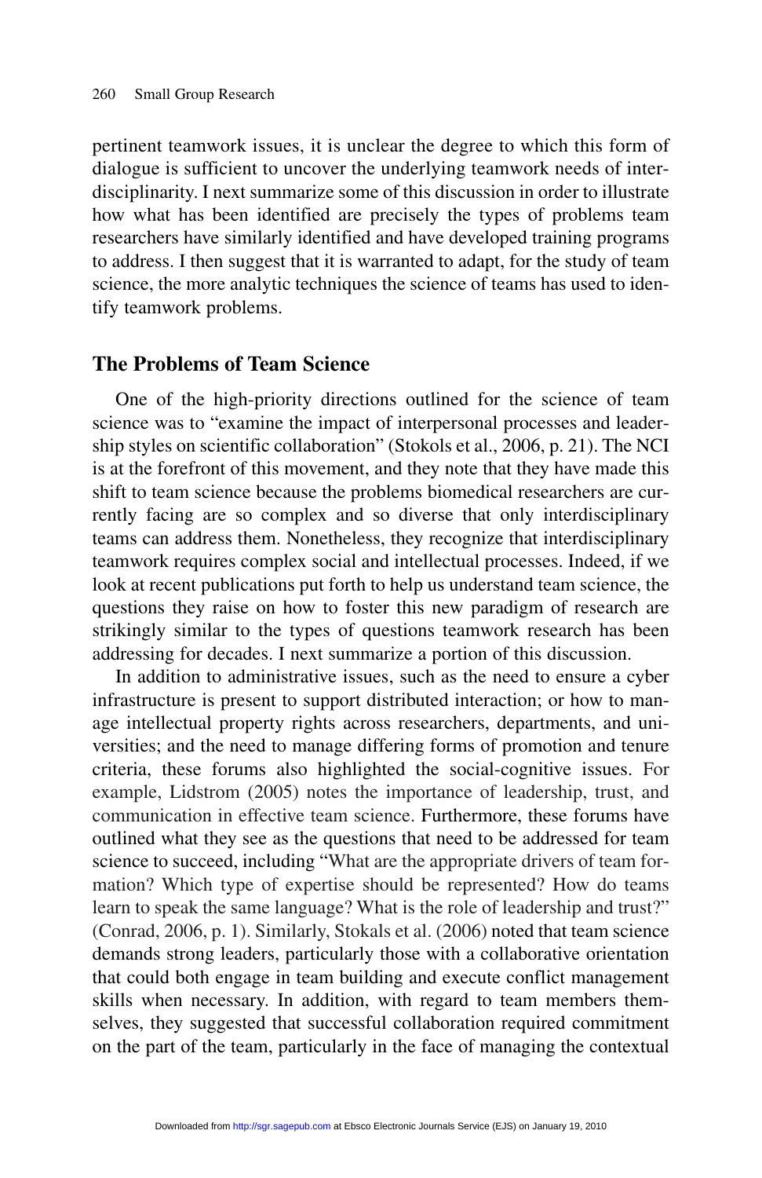pertinent teamwork issues, it is unclear the degree to which this form of dialogue is sufficient to uncover the underlying teamwork needs of interdisciplinarity. I next summarize some of this discussion in order to illustrate how what has been identified are precisely the types of problems team researchers have similarly identified and have developed training programs to address. I then suggest that it is warranted to adapt, for the study of team science, the more analytic techniques the science of teams has used to identify teamwork problems.

## The Problems of Team Science

One of the high-priority directions outlined for the science of team science was to "examine the impact of interpersonal processes and leadership styles on scientific collaboration" (Stokols et al., 2006, p. 21). The NCI is at the forefront of this movement, and they note that they have made this shift to team science because the problems biomedical researchers are currently facing are so complex and so diverse that only interdisciplinary teams can address them. Nonetheless, they recognize that interdisciplinary teamwork requires complex social and intellectual processes. Indeed, if we look at recent publications put forth to help us understand team science, the questions they raise on how to foster this new paradigm of research are strikingly similar to the types of questions teamwork research has been addressing for decades. I next summarize a portion of this discussion.

In addition to administrative issues, such as the need to ensure a cyber infrastructure is present to support distributed interaction; or how to manage intellectual property rights across researchers, departments, and universities; and the need to manage differing forms of promotion and tenure criteria, these forums also highlighted the social-cognitive issues. For example, Lidstrom (2005) notes the importance of leadership, trust, and communication in effective team science. Furthermore, these forums have outlined what they see as the questions that need to be addressed for team science to succeed, including "What are the appropriate drivers of team formation? Which type of expertise should be represented? How do teams learn to speak the same language? What is the role of leadership and trust?" (Conrad, 2006, p. 1). Similarly, Stokals et al. (2006) noted that team science demands strong leaders, particularly those with a collaborative orientation that could both engage in team building and execute conflict management skills when necessary. In addition, with regard to team members themselves, they suggested that successful collaboration required commitment on the part of the team, particularly in the face of managing the contextual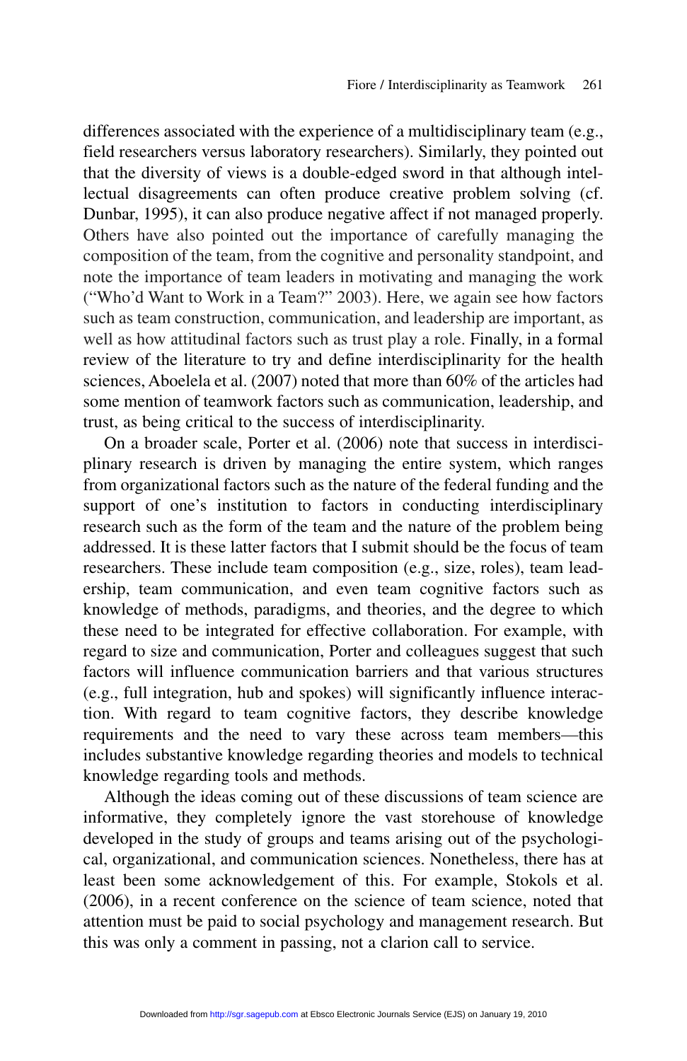differences associated with the experience of a multidisciplinary team (e.g., field researchers versus laboratory researchers). Similarly, they pointed out that the diversity of views is a double-edged sword in that although intellectual disagreements can often produce creative problem solving (cf. Dunbar, 1995), it can also produce negative affect if not managed properly. Others have also pointed out the importance of carefully managing the composition of the team, from the cognitive and personality standpoint, and note the importance of team leaders in motivating and managing the work ("Who'd Want to Work in a Team?" 2003). Here, we again see how factors such as team construction, communication, and leadership are important, as well as how attitudinal factors such as trust play a role. Finally, in a formal review of the literature to try and define interdisciplinarity for the health sciences, Aboelela et al. (2007) noted that more than 60% of the articles had some mention of teamwork factors such as communication, leadership, and trust, as being critical to the success of interdisciplinarity.

On a broader scale, Porter et al. (2006) note that success in interdisciplinary research is driven by managing the entire system, which ranges from organizational factors such as the nature of the federal funding and the support of one's institution to factors in conducting interdisciplinary research such as the form of the team and the nature of the problem being addressed. It is these latter factors that I submit should be the focus of team researchers. These include team composition (e.g., size, roles), team leadership, team communication, and even team cognitive factors such as knowledge of methods, paradigms, and theories, and the degree to which these need to be integrated for effective collaboration. For example, with regard to size and communication, Porter and colleagues suggest that such factors will influence communication barriers and that various structures (e.g., full integration, hub and spokes) will significantly influence interaction. With regard to team cognitive factors, they describe knowledge requirements and the need to vary these across team members—this includes substantive knowledge regarding theories and models to technical knowledge regarding tools and methods.

Although the ideas coming out of these discussions of team science are informative, they completely ignore the vast storehouse of knowledge developed in the study of groups and teams arising out of the psychological, organizational, and communication sciences. Nonetheless, there has at least been some acknowledgement of this. For example, Stokols et al. (2006), in a recent conference on the science of team science, noted that attention must be paid to social psychology and management research. But this was only a comment in passing, not a clarion call to service.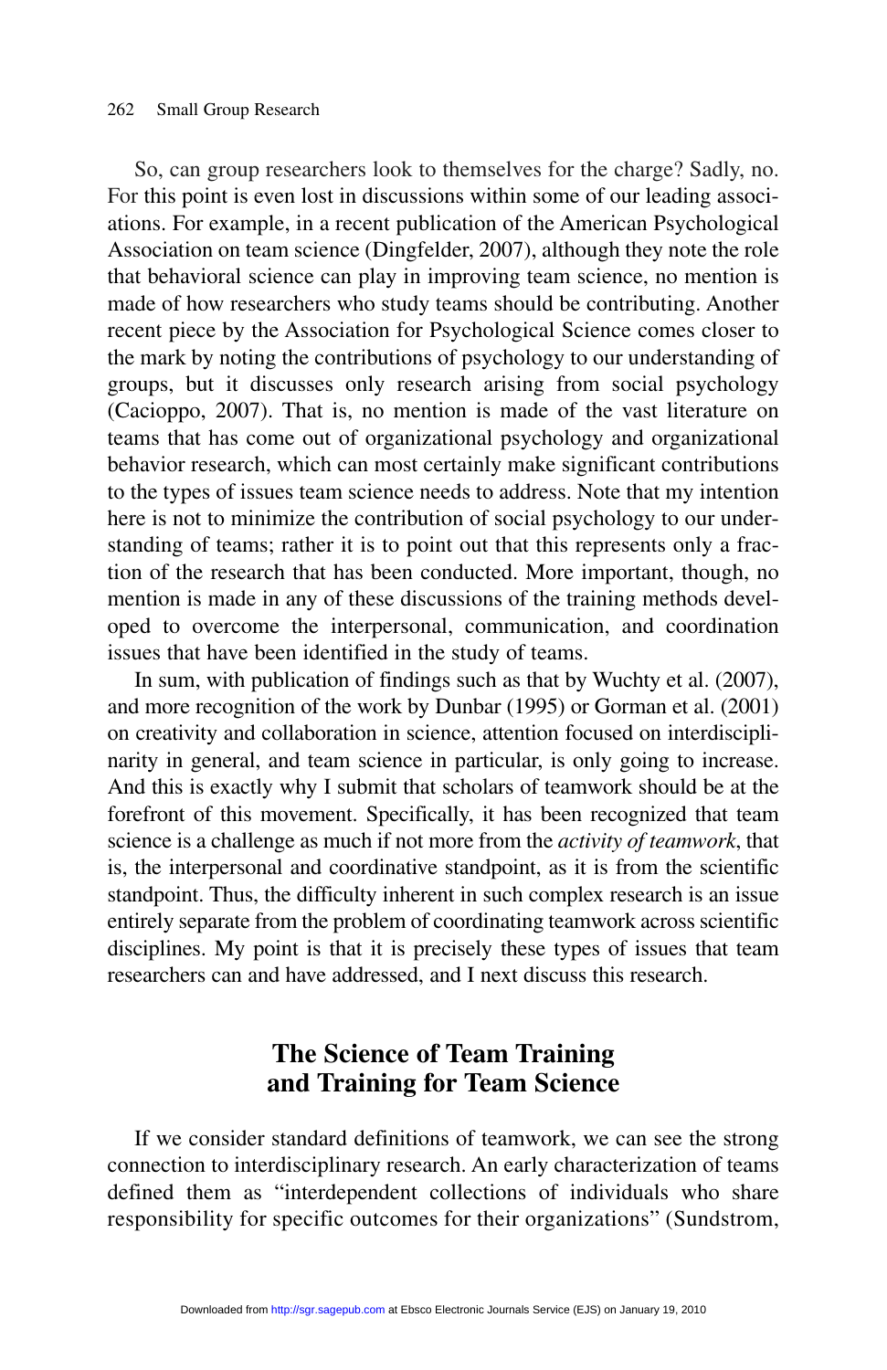So, can group researchers look to themselves for the charge? Sadly, no. For this point is even lost in discussions within some of our leading associations. For example, in a recent publication of the American Psychological Association on team science (Dingfelder, 2007), although they note the role that behavioral science can play in improving team science, no mention is made of how researchers who study teams should be contributing. Another recent piece by the Association for Psychological Science comes closer to the mark by noting the contributions of psychology to our understanding of groups, but it discusses only research arising from social psychology (Cacioppo, 2007). That is, no mention is made of the vast literature on teams that has come out of organizational psychology and organizational behavior research, which can most certainly make significant contributions to the types of issues team science needs to address. Note that my intention here is not to minimize the contribution of social psychology to our understanding of teams; rather it is to point out that this represents only a fraction of the research that has been conducted. More important, though, no mention is made in any of these discussions of the training methods developed to overcome the interpersonal, communication, and coordination issues that have been identified in the study of teams.

In sum, with publication of findings such as that by Wuchty et al. (2007), and more recognition of the work by Dunbar (1995) or Gorman et al. (2001) on creativity and collaboration in science, attention focused on interdisciplinarity in general, and team science in particular, is only going to increase. And this is exactly why I submit that scholars of teamwork should be at the forefront of this movement. Specifically, it has been recognized that team science is a challenge as much if not more from the *activity of teamwork*, that is, the interpersonal and coordinative standpoint, as it is from the scientific standpoint. Thus, the difficulty inherent in such complex research is an issue entirely separate from the problem of coordinating teamwork across scientific disciplines. My point is that it is precisely these types of issues that team researchers can and have addressed, and I next discuss this research.

## The Science of Team Training and Training for Team Science

If we consider standard definitions of teamwork, we can see the strong connection to interdisciplinary research. An early characterization of teams defined them as "interdependent collections of individuals who share responsibility for specific outcomes for their organizations" (Sundstrom,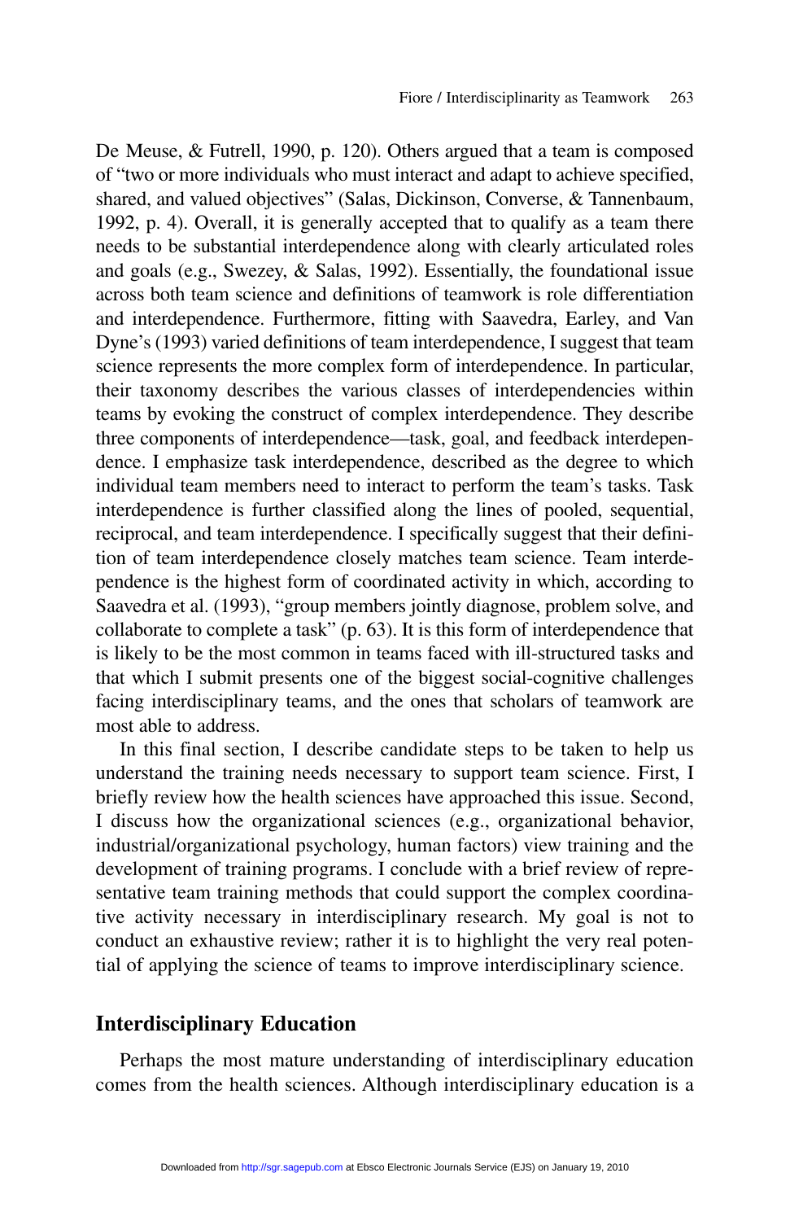De Meuse, & Futrell, 1990, p. 120). Others argued that a team is composed of "two or more individuals who must interact and adapt to achieve specified, shared, and valued objectives" (Salas, Dickinson, Converse, & Tannenbaum, 1992, p. 4). Overall, it is generally accepted that to qualify as a team there needs to be substantial interdependence along with clearly articulated roles and goals (e.g., Swezey, & Salas, 1992). Essentially, the foundational issue across both team science and definitions of teamwork is role differentiation and interdependence. Furthermore, fitting with Saavedra, Earley, and Van Dyne's (1993) varied definitions of team interdependence, I suggest that team science represents the more complex form of interdependence. In particular, their taxonomy describes the various classes of interdependencies within teams by evoking the construct of complex interdependence. They describe three components of interdependence—task, goal, and feedback interdependence. I emphasize task interdependence, described as the degree to which individual team members need to interact to perform the team's tasks. Task interdependence is further classified along the lines of pooled, sequential, reciprocal, and team interdependence. I specifically suggest that their definition of team interdependence closely matches team science. Team interdependence is the highest form of coordinated activity in which, according to Saavedra et al. (1993), "group members jointly diagnose, problem solve, and collaborate to complete a task" (p. 63). It is this form of interdependence that is likely to be the most common in teams faced with ill-structured tasks and that which I submit presents one of the biggest social-cognitive challenges facing interdisciplinary teams, and the ones that scholars of teamwork are most able to address.

In this final section, I describe candidate steps to be taken to help us understand the training needs necessary to support team science. First, I briefly review how the health sciences have approached this issue. Second, I discuss how the organizational sciences (e.g., organizational behavior, industrial/organizational psychology, human factors) view training and the development of training programs. I conclude with a brief review of representative team training methods that could support the complex coordinative activity necessary in interdisciplinary research. My goal is not to conduct an exhaustive review; rather it is to highlight the very real potential of applying the science of teams to improve interdisciplinary science.

## Interdisciplinary Education

Perhaps the most mature understanding of interdisciplinary education comes from the health sciences. Although interdisciplinary education is a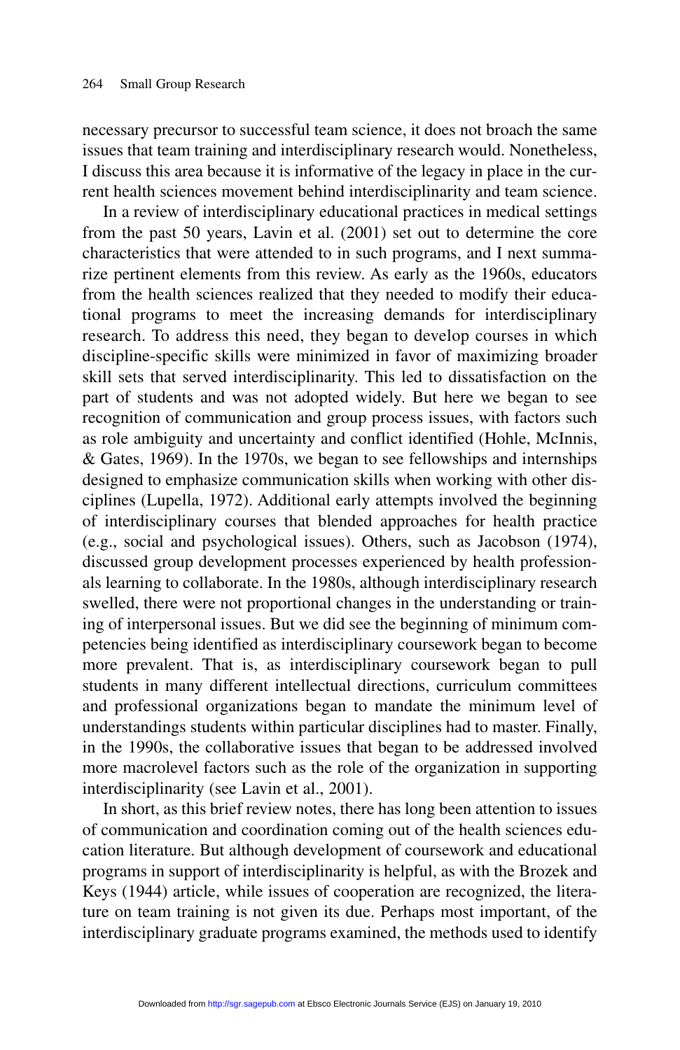necessary precursor to successful team science, it does not broach the same issues that team training and interdisciplinary research would. Nonetheless, I discuss this area because it is informative of the legacy in place in the current health sciences movement behind interdisciplinarity and team science.

In a review of interdisciplinary educational practices in medical settings from the past 50 years, Lavin et al. (2001) set out to determine the core characteristics that were attended to in such programs, and I next summarize pertinent elements from this review. As early as the 1960s, educators from the health sciences realized that they needed to modify their educational programs to meet the increasing demands for interdisciplinary research. To address this need, they began to develop courses in which discipline-specific skills were minimized in favor of maximizing broader skill sets that served interdisciplinarity. This led to dissatisfaction on the part of students and was not adopted widely. But here we began to see recognition of communication and group process issues, with factors such as role ambiguity and uncertainty and conflict identified (Hohle, McInnis, & Gates, 1969). In the 1970s, we began to see fellowships and internships designed to emphasize communication skills when working with other disciplines (Lupella, 1972). Additional early attempts involved the beginning of interdisciplinary courses that blended approaches for health practice (e.g., social and psychological issues). Others, such as Jacobson (1974), discussed group development processes experienced by health professionals learning to collaborate. In the 1980s, although interdisciplinary research swelled, there were not proportional changes in the understanding or training of interpersonal issues. But we did see the beginning of minimum competencies being identified as interdisciplinary coursework began to become more prevalent. That is, as interdisciplinary coursework began to pull students in many different intellectual directions, curriculum committees and professional organizations began to mandate the minimum level of understandings students within particular disciplines had to master. Finally, in the 1990s, the collaborative issues that began to be addressed involved more macrolevel factors such as the role of the organization in supporting interdisciplinarity (see Lavin et al., 2001).

In short, as this brief review notes, there has long been attention to issues of communication and coordination coming out of the health sciences education literature. But although development of coursework and educational programs in support of interdisciplinarity is helpful, as with the Brozek and Keys (1944) article, while issues of cooperation are recognized, the literature on team training is not given its due. Perhaps most important, of the interdisciplinary graduate programs examined, the methods used to identify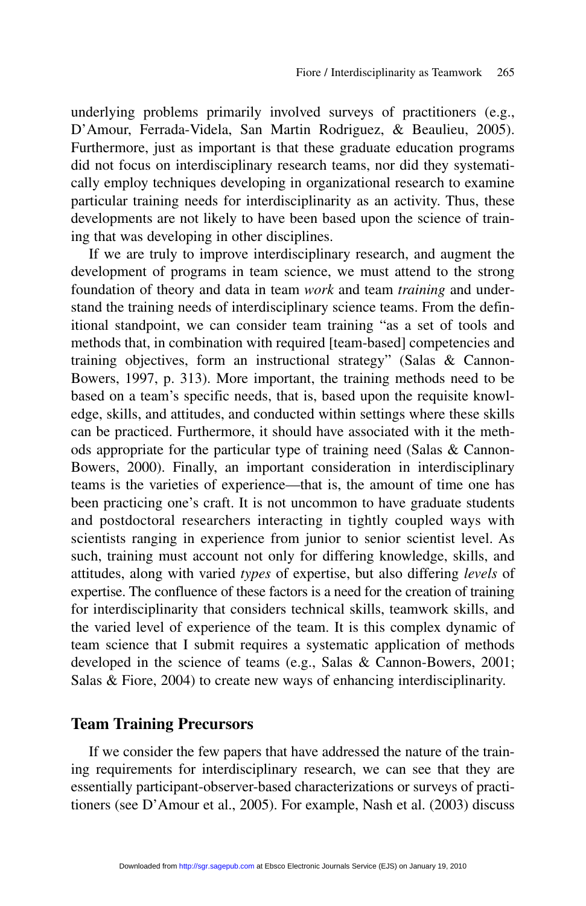underlying problems primarily involved surveys of practitioners (e.g., D'Amour, Ferrada-Videla, San Martin Rodriguez, & Beaulieu, 2005). Furthermore, just as important is that these graduate education programs did not focus on interdisciplinary research teams, nor did they systematically employ techniques developing in organizational research to examine particular training needs for interdisciplinarity as an activity. Thus, these developments are not likely to have been based upon the science of training that was developing in other disciplines.

If we are truly to improve interdisciplinary research, and augment the development of programs in team science, we must attend to the strong foundation of theory and data in team *work* and team *training* and understand the training needs of interdisciplinary science teams. From the definitional standpoint, we can consider team training "as a set of tools and methods that, in combination with required [team-based] competencies and training objectives, form an instructional strategy" (Salas & Cannon-Bowers, 1997, p. 313). More important, the training methods need to be based on a team's specific needs, that is, based upon the requisite knowledge, skills, and attitudes, and conducted within settings where these skills can be practiced. Furthermore, it should have associated with it the methods appropriate for the particular type of training need (Salas & Cannon-Bowers, 2000). Finally, an important consideration in interdisciplinary teams is the varieties of experience—that is, the amount of time one has been practicing one's craft. It is not uncommon to have graduate students and postdoctoral researchers interacting in tightly coupled ways with scientists ranging in experience from junior to senior scientist level. As such, training must account not only for differing knowledge, skills, and attitudes, along with varied *types* of expertise, but also differing *levels* of expertise. The confluence of these factors is a need for the creation of training for interdisciplinarity that considers technical skills, teamwork skills, and the varied level of experience of the team. It is this complex dynamic of team science that I submit requires a systematic application of methods developed in the science of teams (e.g., Salas & Cannon-Bowers, 2001; Salas & Fiore, 2004) to create new ways of enhancing interdisciplinarity.

## Team Training Precursors

If we consider the few papers that have addressed the nature of the training requirements for interdisciplinary research, we can see that they are essentially participant-observer-based characterizations or surveys of practitioners (see D'Amour et al., 2005). For example, Nash et al. (2003) discuss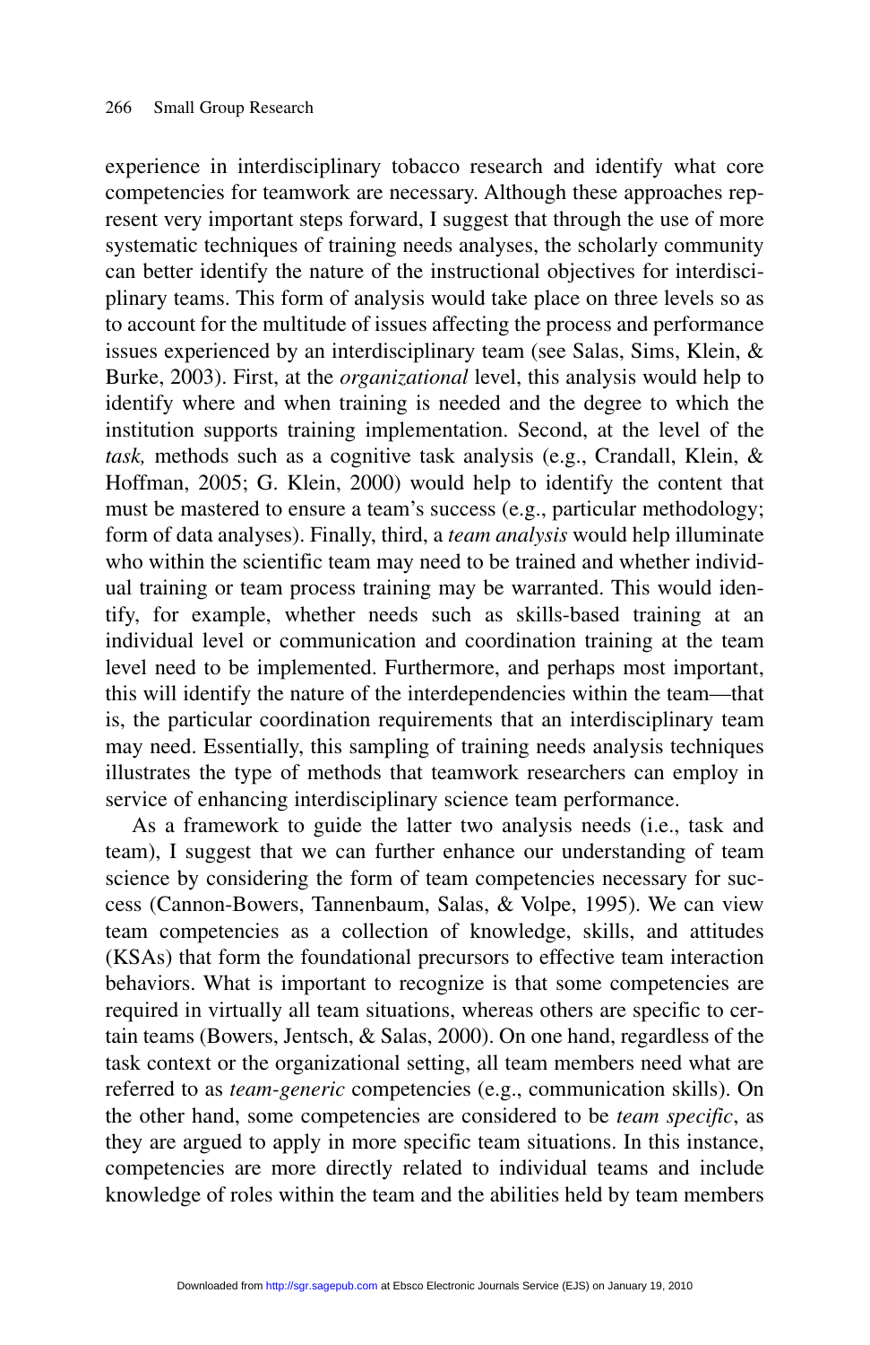experience in interdisciplinary tobacco research and identify what core competencies for teamwork are necessary. Although these approaches represent very important steps forward, I suggest that through the use of more systematic techniques of training needs analyses, the scholarly community can better identify the nature of the instructional objectives for interdisciplinary teams. This form of analysis would take place on three levels so as to account for the multitude of issues affecting the process and performance issues experienced by an interdisciplinary team (see Salas, Sims, Klein, & Burke, 2003). First, at the *organizational* level, this analysis would help to identify where and when training is needed and the degree to which the institution supports training implementation. Second, at the level of the *task,* methods such as a cognitive task analysis (e.g., Crandall, Klein, & Hoffman, 2005; G. Klein, 2000) would help to identify the content that must be mastered to ensure a team's success (e.g., particular methodology; form of data analyses). Finally, third, a *team analysis* would help illuminate who within the scientific team may need to be trained and whether individual training or team process training may be warranted. This would identify, for example, whether needs such as skills-based training at an individual level or communication and coordination training at the team level need to be implemented. Furthermore, and perhaps most important, this will identify the nature of the interdependencies within the team—that is, the particular coordination requirements that an interdisciplinary team may need. Essentially, this sampling of training needs analysis techniques illustrates the type of methods that teamwork researchers can employ in service of enhancing interdisciplinary science team performance.

As a framework to guide the latter two analysis needs (i.e., task and team), I suggest that we can further enhance our understanding of team science by considering the form of team competencies necessary for success (Cannon-Bowers, Tannenbaum, Salas, & Volpe, 1995). We can view team competencies as a collection of knowledge, skills, and attitudes (KSAs) that form the foundational precursors to effective team interaction behaviors. What is important to recognize is that some competencies are required in virtually all team situations, whereas others are specific to certain teams (Bowers, Jentsch, & Salas, 2000). On one hand, regardless of the task context or the organizational setting, all team members need what are referred to as *team-generic* competencies (e.g., communication skills). On the other hand, some competencies are considered to be *team specific*, as they are argued to apply in more specific team situations. In this instance, competencies are more directly related to individual teams and include knowledge of roles within the team and the abilities held by team members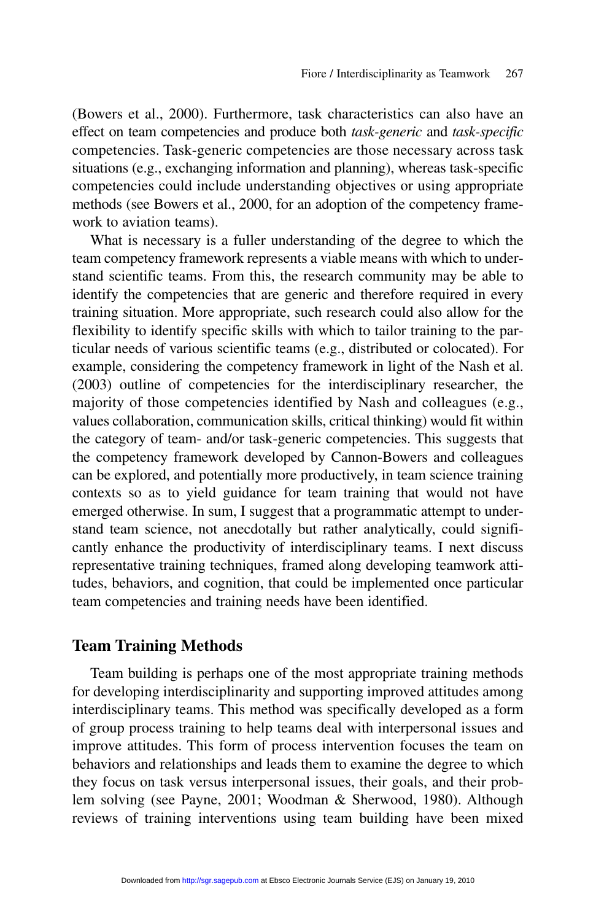(Bowers et al., 2000). Furthermore, task characteristics can also have an effect on team competencies and produce both *task-generic* and *task-specific* competencies. Task-generic competencies are those necessary across task situations (e.g., exchanging information and planning), whereas task-specific competencies could include understanding objectives or using appropriate methods (see Bowers et al., 2000, for an adoption of the competency framework to aviation teams).

What is necessary is a fuller understanding of the degree to which the team competency framework represents a viable means with which to understand scientific teams. From this, the research community may be able to identify the competencies that are generic and therefore required in every training situation. More appropriate, such research could also allow for the flexibility to identify specific skills with which to tailor training to the particular needs of various scientific teams (e.g., distributed or colocated). For example, considering the competency framework in light of the Nash et al. (2003) outline of competencies for the interdisciplinary researcher, the majority of those competencies identified by Nash and colleagues (e.g., values collaboration, communication skills, critical thinking) would fit within the category of team- and/or task-generic competencies. This suggests that the competency framework developed by Cannon-Bowers and colleagues can be explored, and potentially more productively, in team science training contexts so as to yield guidance for team training that would not have emerged otherwise. In sum, I suggest that a programmatic attempt to understand team science, not anecdotally but rather analytically, could significantly enhance the productivity of interdisciplinary teams. I next discuss representative training techniques, framed along developing teamwork attitudes, behaviors, and cognition, that could be implemented once particular team competencies and training needs have been identified.

## Team Training Methods

Team building is perhaps one of the most appropriate training methods for developing interdisciplinarity and supporting improved attitudes among interdisciplinary teams. This method was specifically developed as a form of group process training to help teams deal with interpersonal issues and improve attitudes. This form of process intervention focuses the team on behaviors and relationships and leads them to examine the degree to which they focus on task versus interpersonal issues, their goals, and their problem solving (see Payne, 2001; Woodman & Sherwood, 1980). Although reviews of training interventions using team building have been mixed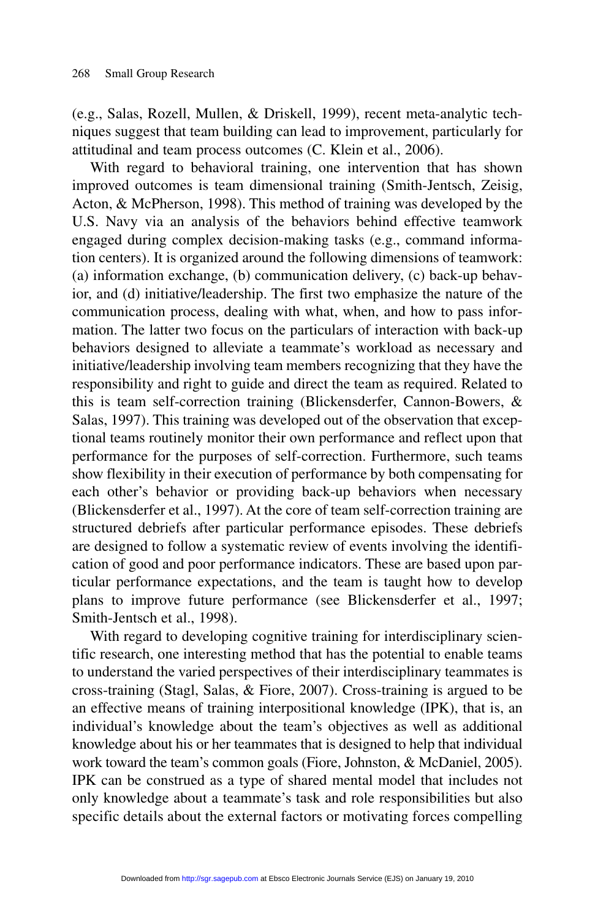(e.g., Salas, Rozell, Mullen, & Driskell, 1999), recent meta-analytic techniques suggest that team building can lead to improvement, particularly for attitudinal and team process outcomes (C. Klein et al., 2006).

With regard to behavioral training, one intervention that has shown improved outcomes is team dimensional training (Smith-Jentsch, Zeisig, Acton, & McPherson, 1998). This method of training was developed by the U.S. Navy via an analysis of the behaviors behind effective teamwork engaged during complex decision-making tasks (e.g., command information centers). It is organized around the following dimensions of teamwork: (a) information exchange, (b) communication delivery, (c) back-up behavior, and (d) initiative/leadership. The first two emphasize the nature of the communication process, dealing with what, when, and how to pass information. The latter two focus on the particulars of interaction with back-up behaviors designed to alleviate a teammate's workload as necessary and initiative/leadership involving team members recognizing that they have the responsibility and right to guide and direct the team as required. Related to this is team self-correction training (Blickensderfer, Cannon-Bowers, & Salas, 1997). This training was developed out of the observation that exceptional teams routinely monitor their own performance and reflect upon that performance for the purposes of self-correction. Furthermore, such teams show flexibility in their execution of performance by both compensating for each other's behavior or providing back-up behaviors when necessary (Blickensderfer et al., 1997). At the core of team self-correction training are structured debriefs after particular performance episodes. These debriefs are designed to follow a systematic review of events involving the identification of good and poor performance indicators. These are based upon particular performance expectations, and the team is taught how to develop plans to improve future performance (see Blickensderfer et al., 1997; Smith-Jentsch et al., 1998).

With regard to developing cognitive training for interdisciplinary scientific research, one interesting method that has the potential to enable teams to understand the varied perspectives of their interdisciplinary teammates is cross-training (Stagl, Salas, & Fiore, 2007). Cross-training is argued to be an effective means of training interpositional knowledge (IPK), that is, an individual's knowledge about the team's objectives as well as additional knowledge about his or her teammates that is designed to help that individual work toward the team's common goals (Fiore, Johnston, & McDaniel, 2005). IPK can be construed as a type of shared mental model that includes not only knowledge about a teammate's task and role responsibilities but also specific details about the external factors or motivating forces compelling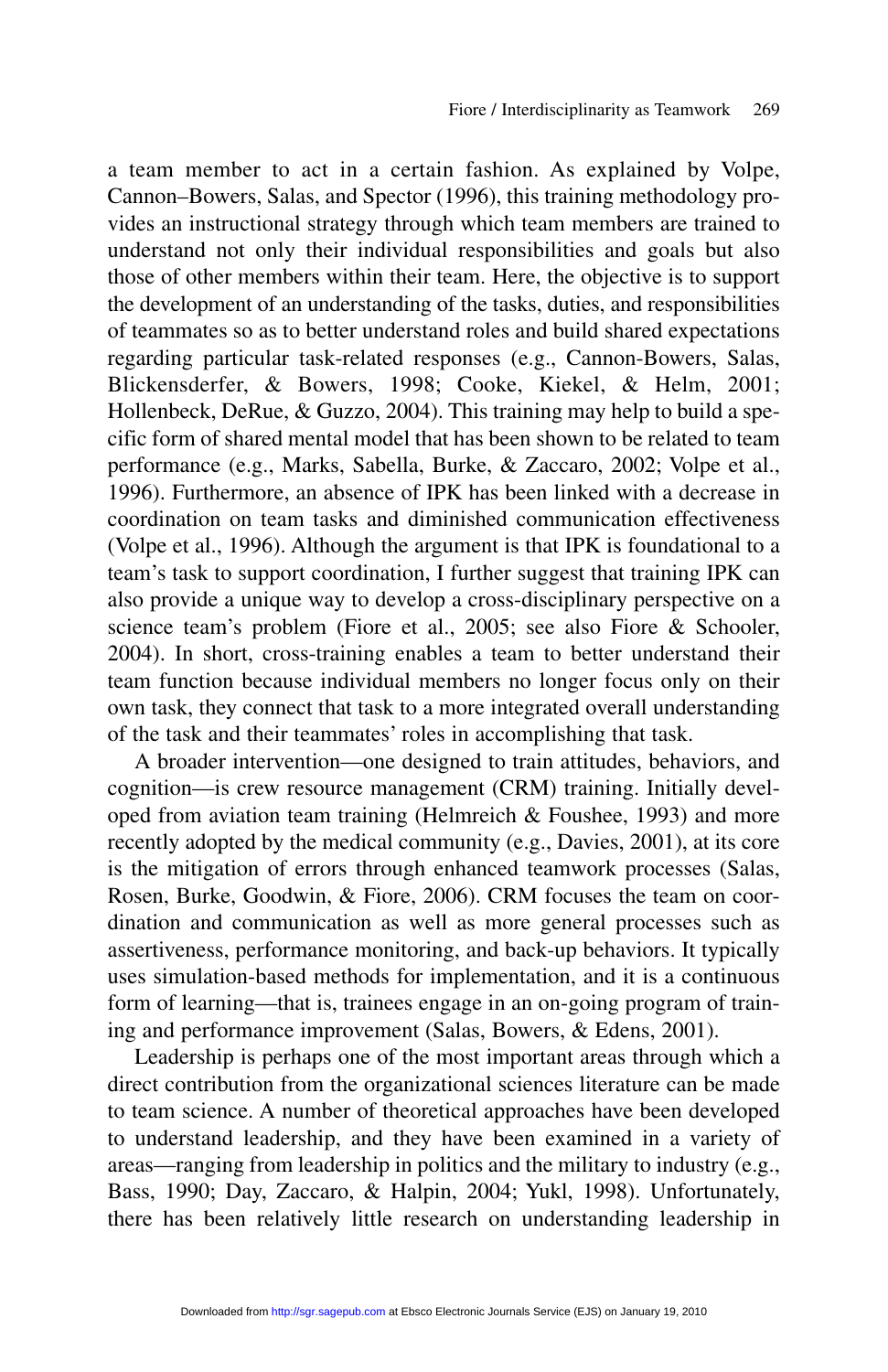a team member to act in a certain fashion. As explained by Volpe, Cannon–Bowers, Salas, and Spector (1996), this training methodology provides an instructional strategy through which team members are trained to understand not only their individual responsibilities and goals but also those of other members within their team. Here, the objective is to support the development of an understanding of the tasks, duties, and responsibilities of teammates so as to better understand roles and build shared expectations regarding particular task-related responses (e.g., Cannon-Bowers, Salas, Blickensderfer, & Bowers, 1998; Cooke, Kiekel, & Helm, 2001; Hollenbeck, DeRue, & Guzzo, 2004). This training may help to build a specific form of shared mental model that has been shown to be related to team performance (e.g., Marks, Sabella, Burke, & Zaccaro, 2002; Volpe et al., 1996). Furthermore, an absence of IPK has been linked with a decrease in coordination on team tasks and diminished communication effectiveness (Volpe et al., 1996). Although the argument is that IPK is foundational to a team's task to support coordination, I further suggest that training IPK can also provide a unique way to develop a cross-disciplinary perspective on a science team's problem (Fiore et al., 2005; see also Fiore & Schooler, 2004). In short, cross-training enables a team to better understand their team function because individual members no longer focus only on their own task, they connect that task to a more integrated overall understanding of the task and their teammates' roles in accomplishing that task.

A broader intervention—one designed to train attitudes, behaviors, and cognition—is crew resource management (CRM) training. Initially developed from aviation team training (Helmreich & Foushee, 1993) and more recently adopted by the medical community (e.g., Davies, 2001), at its core is the mitigation of errors through enhanced teamwork processes (Salas, Rosen, Burke, Goodwin, & Fiore, 2006). CRM focuses the team on coordination and communication as well as more general processes such as assertiveness, performance monitoring, and back-up behaviors. It typically uses simulation-based methods for implementation, and it is a continuous form of learning—that is, trainees engage in an on-going program of training and performance improvement (Salas, Bowers, & Edens, 2001).

Leadership is perhaps one of the most important areas through which a direct contribution from the organizational sciences literature can be made to team science. A number of theoretical approaches have been developed to understand leadership, and they have been examined in a variety of areas—ranging from leadership in politics and the military to industry (e.g., Bass, 1990; Day, Zaccaro, & Halpin, 2004; Yukl, 1998). Unfortunately, there has been relatively little research on understanding leadership in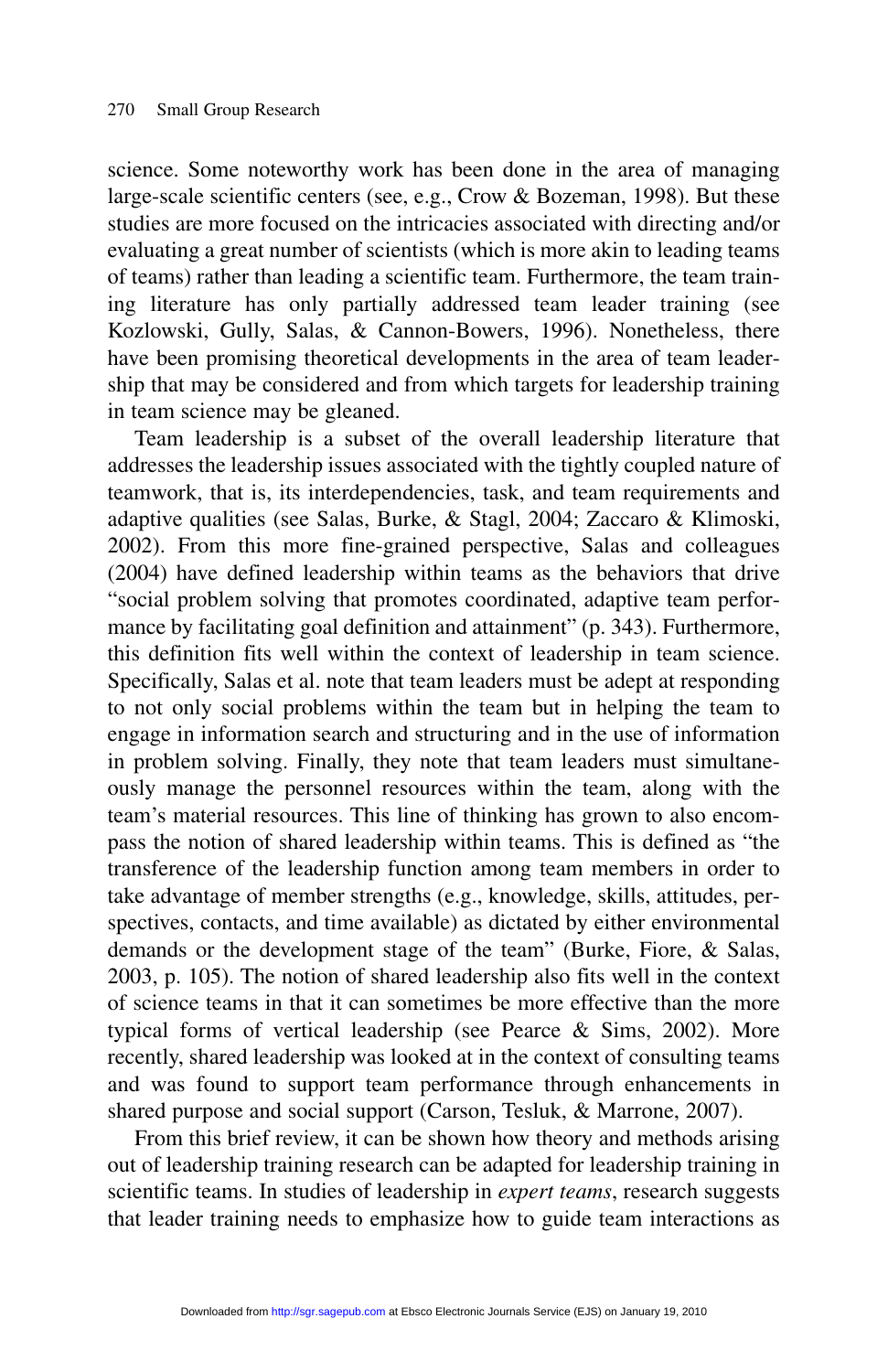science. Some noteworthy work has been done in the area of managing large-scale scientific centers (see, e.g., Crow & Bozeman, 1998). But these studies are more focused on the intricacies associated with directing and/or evaluating a great number of scientists (which is more akin to leading teams of teams) rather than leading a scientific team. Furthermore, the team training literature has only partially addressed team leader training (see Kozlowski, Gully, Salas, & Cannon-Bowers, 1996). Nonetheless, there have been promising theoretical developments in the area of team leadership that may be considered and from which targets for leadership training in team science may be gleaned.

Team leadership is a subset of the overall leadership literature that addresses the leadership issues associated with the tightly coupled nature of teamwork, that is, its interdependencies, task, and team requirements and adaptive qualities (see Salas, Burke, & Stagl, 2004; Zaccaro & Klimoski, 2002). From this more fine-grained perspective, Salas and colleagues (2004) have defined leadership within teams as the behaviors that drive "social problem solving that promotes coordinated, adaptive team performance by facilitating goal definition and attainment" (p. 343). Furthermore, this definition fits well within the context of leadership in team science. Specifically, Salas et al. note that team leaders must be adept at responding to not only social problems within the team but in helping the team to engage in information search and structuring and in the use of information in problem solving. Finally, they note that team leaders must simultaneously manage the personnel resources within the team, along with the team's material resources. This line of thinking has grown to also encompass the notion of shared leadership within teams. This is defined as "the transference of the leadership function among team members in order to take advantage of member strengths (e.g., knowledge, skills, attitudes, perspectives, contacts, and time available) as dictated by either environmental demands or the development stage of the team" (Burke, Fiore, & Salas, 2003, p. 105). The notion of shared leadership also fits well in the context of science teams in that it can sometimes be more effective than the more typical forms of vertical leadership (see Pearce & Sims, 2002). More recently, shared leadership was looked at in the context of consulting teams and was found to support team performance through enhancements in shared purpose and social support (Carson, Tesluk, & Marrone, 2007).

From this brief review, it can be shown how theory and methods arising out of leadership training research can be adapted for leadership training in scientific teams. In studies of leadership in *expert teams*, research suggests that leader training needs to emphasize how to guide team interactions as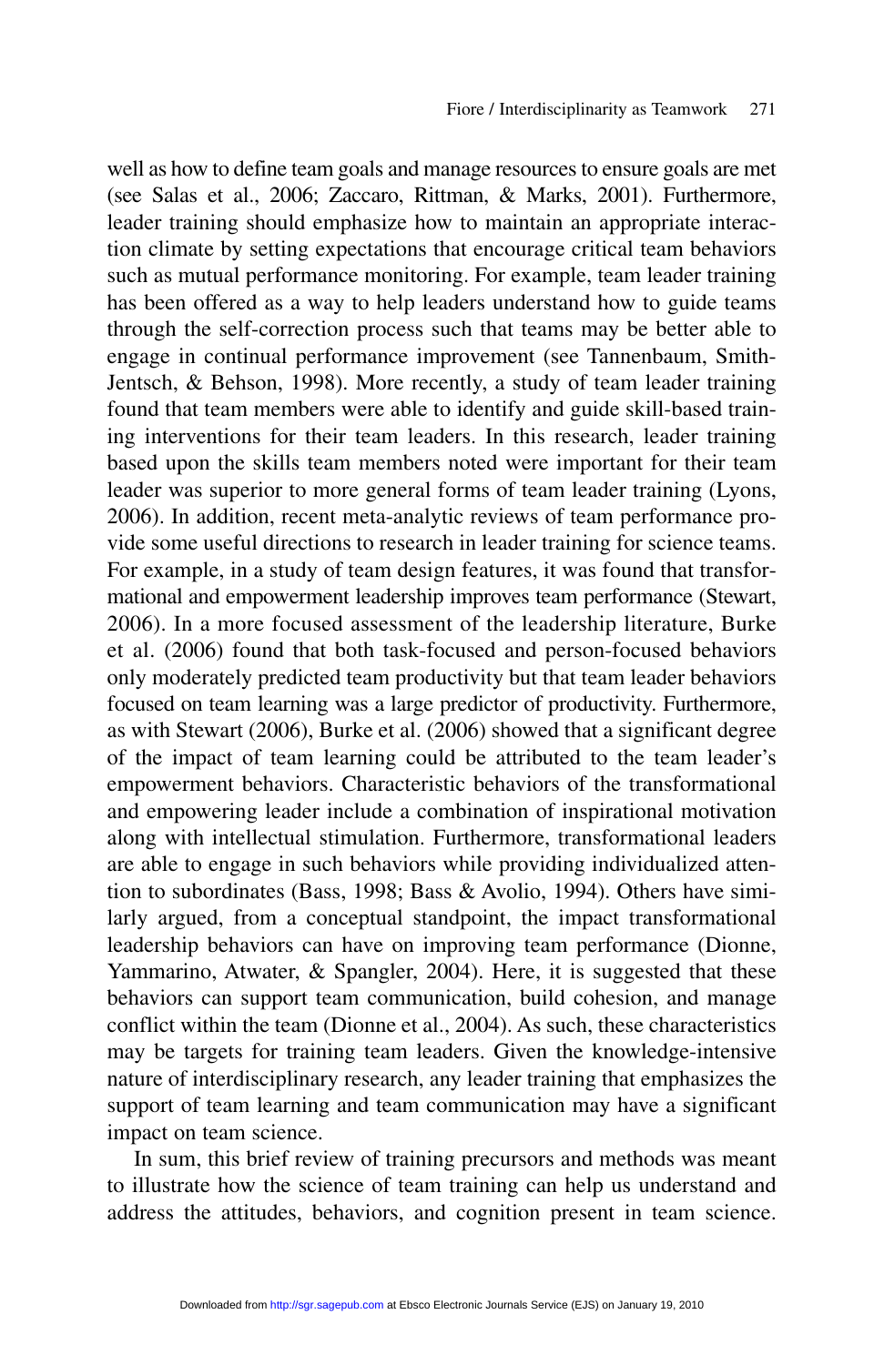well as how to define team goals and manage resources to ensure goals are met (see Salas et al., 2006; Zaccaro, Rittman, & Marks, 2001). Furthermore, leader training should emphasize how to maintain an appropriate interaction climate by setting expectations that encourage critical team behaviors such as mutual performance monitoring. For example, team leader training has been offered as a way to help leaders understand how to guide teams through the self-correction process such that teams may be better able to engage in continual performance improvement (see Tannenbaum, Smith-Jentsch, & Behson, 1998). More recently, a study of team leader training found that team members were able to identify and guide skill-based training interventions for their team leaders. In this research, leader training based upon the skills team members noted were important for their team leader was superior to more general forms of team leader training (Lyons, 2006). In addition, recent meta-analytic reviews of team performance provide some useful directions to research in leader training for science teams. For example, in a study of team design features, it was found that transformational and empowerment leadership improves team performance (Stewart, 2006). In a more focused assessment of the leadership literature, Burke et al. (2006) found that both task-focused and person-focused behaviors only moderately predicted team productivity but that team leader behaviors focused on team learning was a large predictor of productivity. Furthermore, as with Stewart (2006), Burke et al. (2006) showed that a significant degree of the impact of team learning could be attributed to the team leader's empowerment behaviors. Characteristic behaviors of the transformational and empowering leader include a combination of inspirational motivation along with intellectual stimulation. Furthermore, transformational leaders are able to engage in such behaviors while providing individualized attention to subordinates (Bass, 1998; Bass & Avolio, 1994). Others have similarly argued, from a conceptual standpoint, the impact transformational leadership behaviors can have on improving team performance (Dionne, Yammarino, Atwater, & Spangler, 2004). Here, it is suggested that these behaviors can support team communication, build cohesion, and manage conflict within the team (Dionne et al., 2004). As such, these characteristics may be targets for training team leaders. Given the knowledge-intensive nature of interdisciplinary research, any leader training that emphasizes the support of team learning and team communication may have a significant impact on team science.

In sum, this brief review of training precursors and methods was meant to illustrate how the science of team training can help us understand and address the attitudes, behaviors, and cognition present in team science.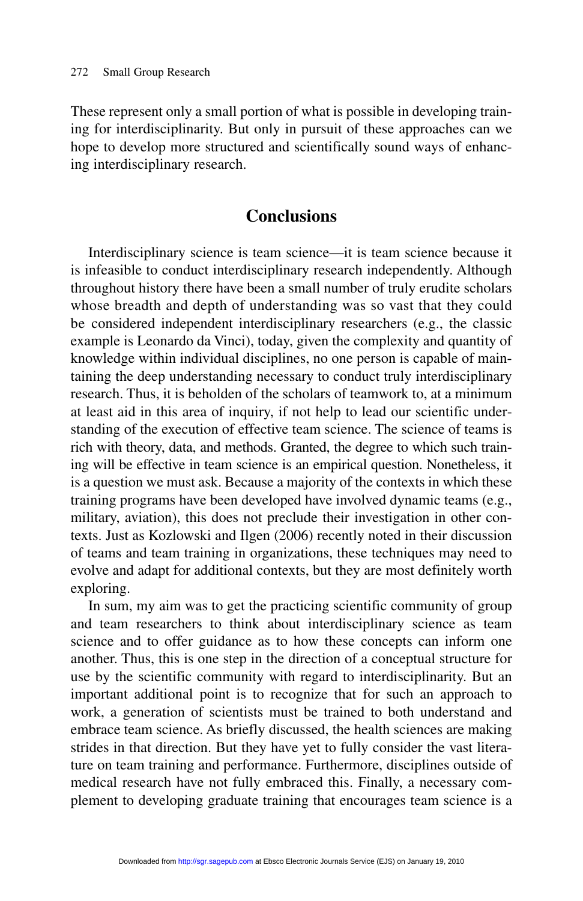These represent only a small portion of what is possible in developing training for interdisciplinarity. But only in pursuit of these approaches can we hope to develop more structured and scientifically sound ways of enhancing interdisciplinary research.

## Conclusions

Interdisciplinary science is team science—it is team science because it is infeasible to conduct interdisciplinary research independently. Although throughout history there have been a small number of truly erudite scholars whose breadth and depth of understanding was so vast that they could be considered independent interdisciplinary researchers (e.g., the classic example is Leonardo da Vinci), today, given the complexity and quantity of knowledge within individual disciplines, no one person is capable of maintaining the deep understanding necessary to conduct truly interdisciplinary research. Thus, it is beholden of the scholars of teamwork to, at a minimum at least aid in this area of inquiry, if not help to lead our scientific understanding of the execution of effective team science. The science of teams is rich with theory, data, and methods. Granted, the degree to which such training will be effective in team science is an empirical question. Nonetheless, it is a question we must ask. Because a majority of the contexts in which these training programs have been developed have involved dynamic teams (e.g., military, aviation), this does not preclude their investigation in other contexts. Just as Kozlowski and Ilgen (2006) recently noted in their discussion of teams and team training in organizations, these techniques may need to evolve and adapt for additional contexts, but they are most definitely worth exploring.

In sum, my aim was to get the practicing scientific community of group and team researchers to think about interdisciplinary science as team science and to offer guidance as to how these concepts can inform one another. Thus, this is one step in the direction of a conceptual structure for use by the scientific community with regard to interdisciplinarity. But an important additional point is to recognize that for such an approach to work, a generation of scientists must be trained to both understand and embrace team science. As briefly discussed, the health sciences are making strides in that direction. But they have yet to fully consider the vast literature on team training and performance. Furthermore, disciplines outside of medical research have not fully embraced this. Finally, a necessary complement to developing graduate training that encourages team science is a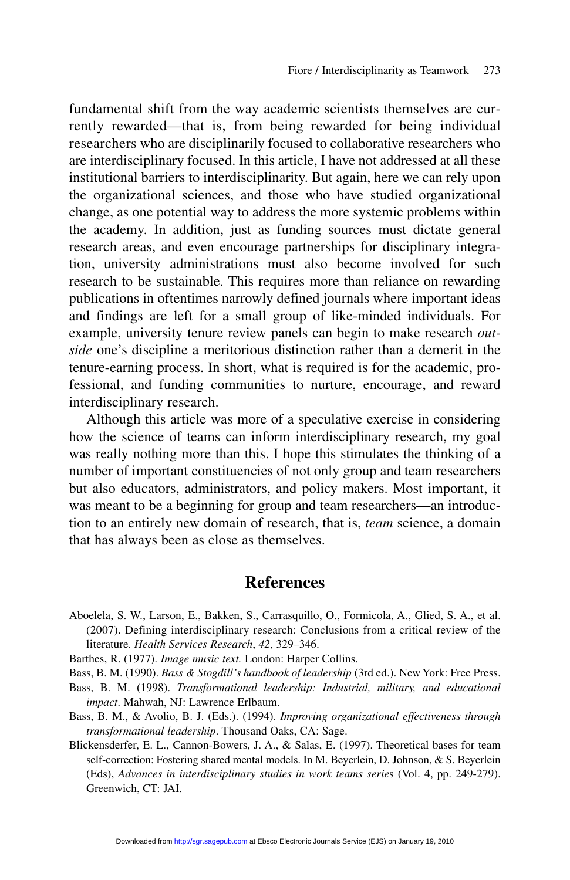fundamental shift from the way academic scientists themselves are currently rewarded—that is, from being rewarded for being individual researchers who are disciplinarily focused to collaborative researchers who are interdisciplinary focused. In this article, I have not addressed at all these institutional barriers to interdisciplinarity. But again, here we can rely upon the organizational sciences, and those who have studied organizational change, as one potential way to address the more systemic problems within the academy. In addition, just as funding sources must dictate general research areas, and even encourage partnerships for disciplinary integration, university administrations must also become involved for such research to be sustainable. This requires more than reliance on rewarding publications in oftentimes narrowly defined journals where important ideas and findings are left for a small group of like-minded individuals. For example, university tenure review panels can begin to make research *outside* one's discipline a meritorious distinction rather than a demerit in the tenure-earning process. In short, what is required is for the academic, professional, and funding communities to nurture, encourage, and reward interdisciplinary research.

Although this article was more of a speculative exercise in considering how the science of teams can inform interdisciplinary research, my goal was really nothing more than this. I hope this stimulates the thinking of a number of important constituencies of not only group and team researchers but also educators, administrators, and policy makers. Most important, it was meant to be a beginning for group and team researchers—an introduction to an entirely new domain of research, that is, *team* science, a domain that has always been as close as themselves.

## References

Aboelela, S. W., Larson, E., Bakken, S., Carrasquillo, O., Formicola, A., Glied, S. A., et al. (2007). Defining interdisciplinary research: Conclusions from a critical review of the literature. *Health Services Research*, *42*, 329–346.

Barthes, R. (1977). *Image music text.* London: Harper Collins.

Bass, B. M. (1990). *Bass & Stogdill's handbook of leadership* (3rd ed.). New York: Free Press.

Bass, B. M. (1998). *Transformational leadership: Industrial, military, and educational impact*. Mahwah, NJ: Lawrence Erlbaum.

Bass, B. M., & Avolio, B. J. (Eds.). (1994). *Improving organizational effectiveness through transformational leadership*. Thousand Oaks, CA: Sage.

Blickensderfer, E. L., Cannon-Bowers, J. A., & Salas, E. (1997). Theoretical bases for team self-correction: Fostering shared mental models. In M. Beyerlein, D. Johnson, & S. Beyerlein (Eds), *Advances in interdisciplinary studies in work teams series* (Vol. 4, pp. 249-279). Greenwich, CT: JAI.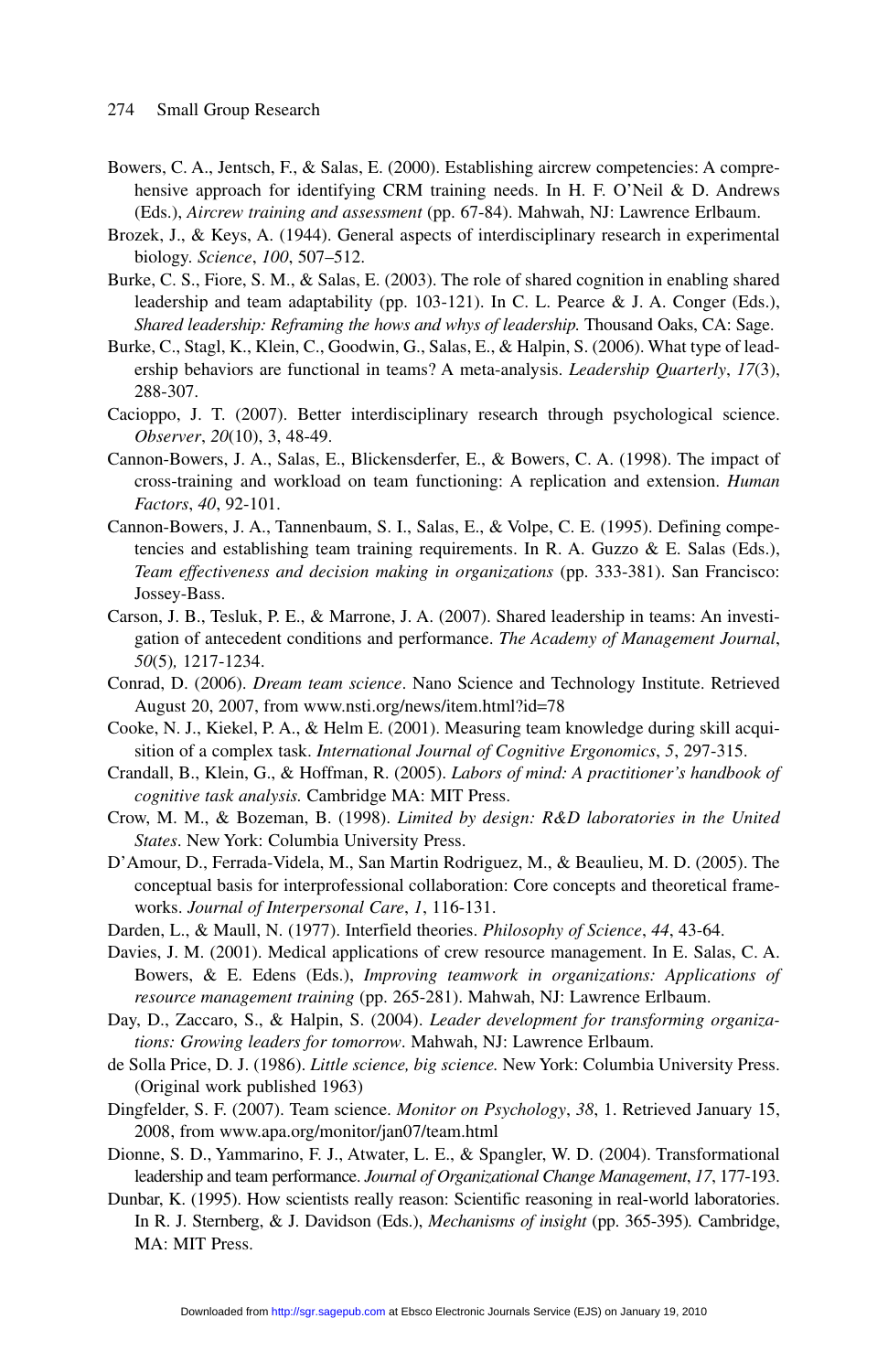Bowers, C. A., Jentsch, F., & Salas, E. (2000). Establishing aircrew competencies: A comprehensive approach for identifying CRM training needs. In H. F. O'Neil & D. Andrews (Eds.), *Aircrew training and assessment* (pp. 67-84). Mahwah, NJ: Lawrence Erlbaum.

Brozek, J., & Keys, A. (1944). General aspects of interdisciplinary research in experimental biology. *Science*, *100*, 507–512.

Burke, C. S., Fiore, S. M., & Salas, E. (2003). The role of shared cognition in enabling shared leadership and team adaptability (pp. 103-121). In C. L. Pearce & J. A. Conger (Eds.), *Shared leadership: Reframing the hows and whys of leadership.* Thousand Oaks, CA: Sage.

Burke, C., Stagl, K., Klein, C., Goodwin, G., Salas, E., & Halpin, S. (2006). What type of leadership behaviors are functional in teams? A meta-analysis. *Leadership Quarterly*, *17*(3), 288-307.

Cacioppo, J. T. (2007). Better interdisciplinary research through psychological science. *Observer*, *20*(10), 3, 48-49.

Cannon-Bowers, J. A., Salas, E., Blickensderfer, E., & Bowers, C. A. (1998). The impact of cross-training and workload on team functioning: A replication and extension. *Human Factors*, *40*, 92-101.

Cannon-Bowers, J. A., Tannenbaum, S. I., Salas, E., & Volpe, C. E. (1995). Defining competencies and establishing team training requirements. In R. A. Guzzo & E. Salas (Eds.), *Team effectiveness and decision making in organizations* (pp. 333-381). San Francisco: Jossey-Bass.

Carson, J. B., Tesluk, P. E., & Marrone, J. A. (2007). Shared leadership in teams: An investigation of antecedent conditions and performance. *The Academy of Management Journal*, *50*(5)*,* 1217-1234.

Conrad, D. (2006). *Dream team science*. Nano Science and Technology Institute. Retrieved August 20, 2007, from www.nsti.org/news/item.html?id=78

Cooke, N. J., Kiekel, P. A., & Helm E. (2001). Measuring team knowledge during skill acquisition of a complex task. *International Journal of Cognitive Ergonomics*, *5*, 297-315.

Crandall, B., Klein, G., & Hoffman, R. (2005). *Labors of mind: A practitioner's handbook of cognitive task analysis.* Cambridge MA: MIT Press.

Crow, M. M., & Bozeman, B. (1998). *Limited by design: R&D laboratories in the United States*. New York: Columbia University Press.

D'Amour, D., Ferrada-Videla, M., San Martin Rodriguez, M., & Beaulieu, M. D. (2005). The conceptual basis for interprofessional collaboration: Core concepts and theoretical frameworks. *Journal of Interpersonal Care*, *1*, 116-131.

Darden, L., & Maull, N. (1977). Interfield theories. *Philosophy of Science*, *44*, 43-64.

Davies, J. M. (2001). Medical applications of crew resource management. In E. Salas, C. A. Bowers, & E. Edens (Eds.), *Improving teamwork in organizations: Applications of resource management training* (pp. 265-281). Mahwah, NJ: Lawrence Erlbaum.

Day, D., Zaccaro, S., & Halpin, S. (2004). *Leader development for transforming organizations: Growing leaders for tomorrow*. Mahwah, NJ: Lawrence Erlbaum.

de Solla Price, D. J. (1986). *Little science, big science.* New York: Columbia University Press. (Original work published 1963)

Dingfelder, S. F. (2007). Team science. *Monitor on Psychology*, *38*, 1. Retrieved January 15, 2008, from www.apa.org/monitor/jan07/team.html

Dionne, S. D., Yammarino, F. J., Atwater, L. E., & Spangler, W. D. (2004). Transformational leadership and team performance. *Journal of Organizational Change Management*, *17*, 177-193.

Dunbar, K. (1995). How scientists really reason: Scientific reasoning in real-world laboratories. In R. J. Sternberg, & J. Davidson (Eds.), *Mechanisms of insight* (pp. 365-395)*.* Cambridge, MA: MIT Press.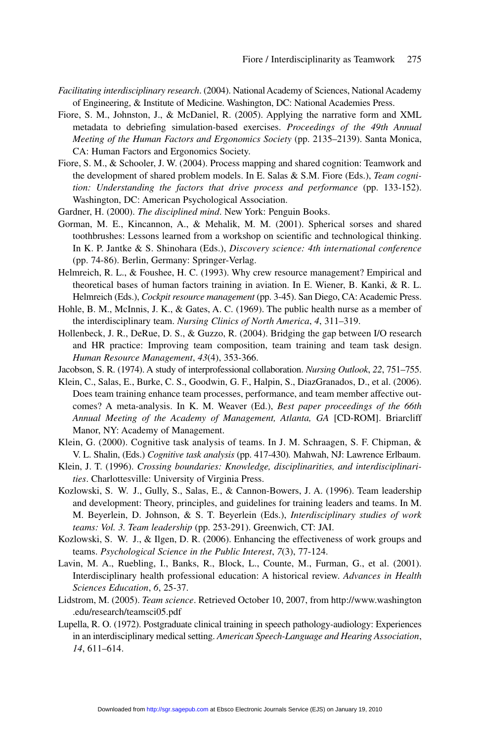*Facilitating interdisciplinary research*. (2004). National Academy of Sciences, National Academy of Engineering, & Institute of Medicine. Washington, DC: National Academies Press.

Fiore, S. M., Johnston, J., & McDaniel, R. (2005). Applying the narrative form and XML metadata to debriefing simulation-based exercises. *Proceedings of the 49th Annual Meeting of the Human Factors and Ergonomics Society* (pp. 2135–2139). Santa Monica, CA: Human Factors and Ergonomics Society.

Fiore, S. M., & Schooler, J. W. (2004). Process mapping and shared cognition: Teamwork and the development of shared problem models. In E. Salas & S.M. Fiore (Eds.), *Team cognition: Understanding the factors that drive process and performance* (pp. 133-152). Washington, DC: American Psychological Association.

Gardner, H. (2000). *The disciplined mind*. New York: Penguin Books.

Gorman, M. E., Kincannon, A., & Mehalik, M. M. (2001). Spherical sorses and shared toothbrushes: Lessons learned from a workshop on scientific and technological thinking. In K. P. Jantke & S. Shinohara (Eds.), *Discovery science: 4th international conference* (pp. 74-86). Berlin, Germany: Springer-Verlag.

Helmreich, R. L., & Foushee, H. C. (1993). Why crew resource management? Empirical and theoretical bases of human factors training in aviation. In E. Wiener, B. Kanki, & R. L. Helmreich (Eds.), *Cockpit resource management* (pp. 3-45). San Diego, CA: Academic Press.

Hohle, B. M., McInnis, J. K., & Gates, A. C. (1969). The public health nurse as a member of the interdisciplinary team. *Nursing Clinics of North America*, *4*, 311–319.

Hollenbeck, J. R., DeRue, D. S., & Guzzo, R. (2004). Bridging the gap between I/O research and HR practice: Improving team composition, team training and team task design. *Human Resource Management*, *43*(4), 353-366.

Jacobson, S. R. (1974). A study of interprofessional collaboration. *Nursing Outlook*, *22*, 751–755.

Klein, C., Salas, E., Burke, C. S., Goodwin, G. F., Halpin, S., DiazGranados, D., et al. (2006). Does team training enhance team processes, performance, and team member affective outcomes? A meta-analysis. In K. M. Weaver (Ed.), *Best paper proceedings of the 66th Annual Meeting of the Academy of Management, Atlanta, GA* [CD-ROM]. Briarcliff Manor, NY: Academy of Management.

Klein, G. (2000). Cognitive task analysis of teams. In J. M. Schraagen, S. F. Chipman, & V. L. Shalin, (Eds.) *Cognitive task analysis* (pp. 417-430)*.* Mahwah, NJ: Lawrence Erlbaum.

Klein, J. T. (1996). *Crossing boundaries: Knowledge, disciplinarities, and interdisciplinarities*. Charlottesville: University of Virginia Press.

Kozlowski, S. W. J., Gully, S., Salas, E., & Cannon-Bowers, J. A. (1996). Team leadership and development: Theory, principles, and guidelines for training leaders and teams. In M. M. Beyerlein, D. Johnson, & S. T. Beyerlein (Eds.), *Interdisciplinary studies of work teams: Vol. 3. Team leadership* (pp. 253-291). Greenwich, CT: JAI.

Kozlowski, S. W. J., & Ilgen, D. R. (2006). Enhancing the effectiveness of work groups and teams. *Psychological Science in the Public Interest*, *7*(3), 77-124.

Lavin, M. A., Ruebling, I., Banks, R., Block, L., Counte, M., Furman, G., et al. (2001). Interdisciplinary health professional education: A historical review. *Advances in Health Sciences Education*, *6*, 25-37.

Lidstrom, M. (2005). *Team science*. Retrieved October 10, 2007, from http://www.washington.edu/research/teamsci05.pdf

Lupella, R. O. (1972). Postgraduate clinical training in speech pathology-audiology: Experiences in an interdisciplinary medical setting. *American Speech-Language and Hearing Association*, *14*, 611–614.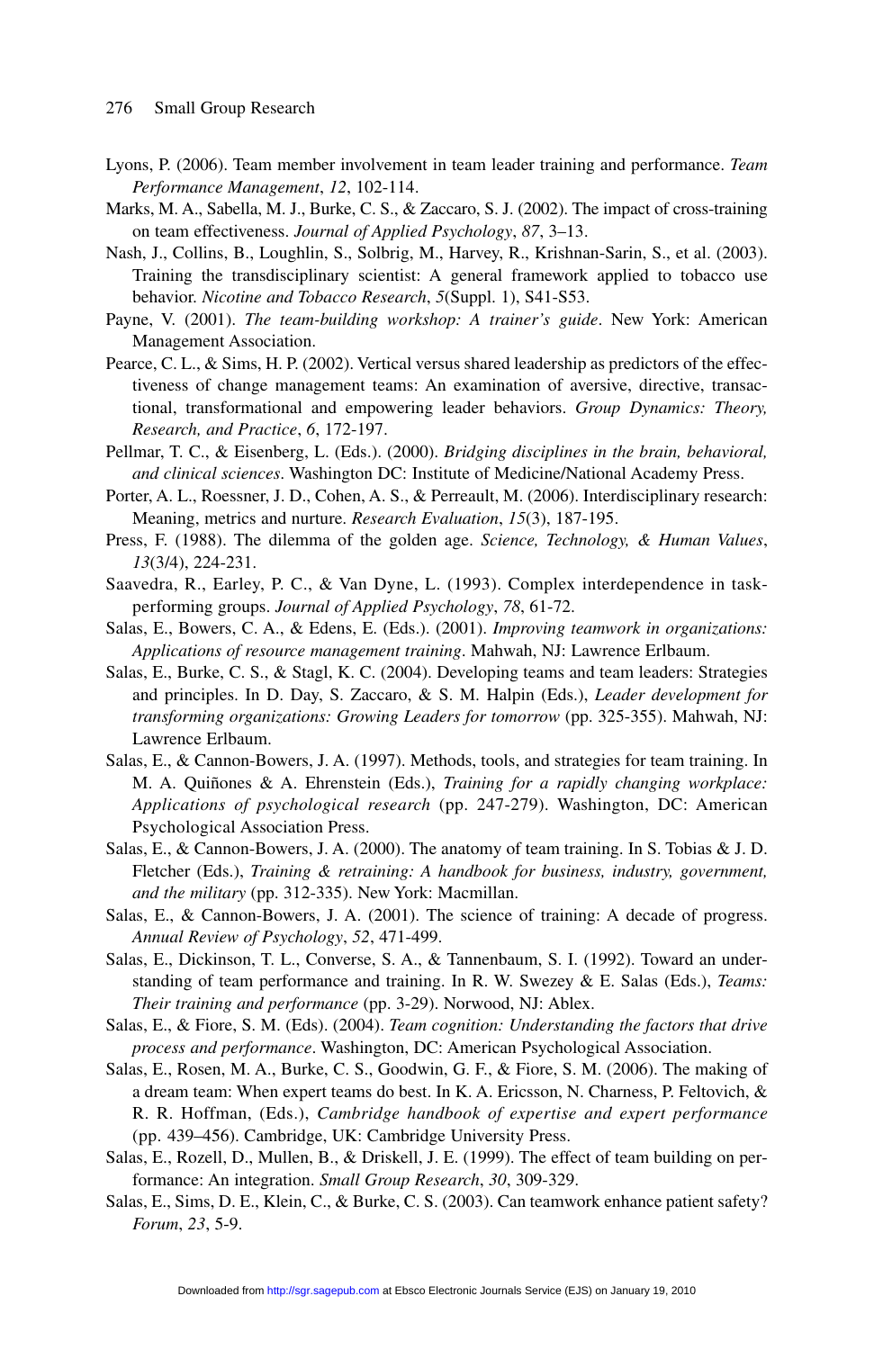Lyons, P. (2006). Team member involvement in team leader training and performance. *Team Performance Management*, *12*, 102-114.

Marks, M. A., Sabella, M. J., Burke, C. S., & Zaccaro, S. J. (2002). The impact of cross-training on team effectiveness. *Journal of Applied Psychology*, *87*, 3–13.

Nash, J., Collins, B., Loughlin, S., Solbrig, M., Harvey, R., Krishnan-Sarin, S., et al. (2003). Training the transdisciplinary scientist: A general framework applied to tobacco use behavior. *Nicotine and Tobacco Research*, *5*(Suppl. 1), S41-S53.

Payne, V. (2001). *The team-building workshop: A trainer's guide*. New York: American Management Association.

Pearce, C. L., & Sims, H. P. (2002). Vertical versus shared leadership as predictors of the effectiveness of change management teams: An examination of aversive, directive, transactional, transformational and empowering leader behaviors. *Group Dynamics: Theory, Research, and Practice*, *6*, 172-197.

Pellmar, T. C., & Eisenberg, L. (Eds.). (2000). *Bridging disciplines in the brain, behavioral, and clinical sciences*. Washington DC: Institute of Medicine/National Academy Press.

Porter, A. L., Roessner, J. D., Cohen, A. S., & Perreault, M. (2006). Interdisciplinary research: Meaning, metrics and nurture. *Research Evaluation*, *15*(3), 187-195.

Press, F. (1988). The dilemma of the golden age. *Science, Technology, & Human Values*, *13*(3/4), 224-231.

Saavedra, R., Earley, P. C., & Van Dyne, L. (1993). Complex interdependence in task-performing groups. *Journal of Applied Psychology*, *78*, 61-72.

Salas, E., Bowers, C. A., & Edens, E. (Eds.). (2001). *Improving teamwork in organizations: Applications of resource management training*. Mahwah, NJ: Lawrence Erlbaum.

Salas, E., Burke, C. S., & Stagl, K. C. (2004). Developing teams and team leaders: Strategies and principles. In D. Day, S. Zaccaro, & S. M. Halpin (Eds.), *Leader development for transforming organizations: Growing Leaders for tomorrow* (pp. 325-355). Mahwah, NJ: Lawrence Erlbaum.

Salas, E., & Cannon-Bowers, J. A. (1997). Methods, tools, and strategies for team training. In M. A. Quiñones & A. Ehrenstein (Eds.), *Training for a rapidly changing workplace: Applications of psychological research* (pp. 247-279). Washington, DC: American Psychological Association Press.

Salas, E., & Cannon-Bowers, J. A. (2000). The anatomy of team training. In S. Tobias & J. D. Fletcher (Eds.), *Training & retraining: A handbook for business, industry, government, and the military* (pp. 312-335). New York: Macmillan.

Salas, E., & Cannon-Bowers, J. A. (2001). The science of training: A decade of progress. *Annual Review of Psychology*, *52*, 471-499.

Salas, E., Dickinson, T. L., Converse, S. A., & Tannenbaum, S. I. (1992). Toward an understanding of team performance and training. In R. W. Swezey & E. Salas (Eds.), *Teams: Their training and performance* (pp. 3-29). Norwood, NJ: Ablex.

Salas, E., & Fiore, S. M. (Eds). (2004). *Team cognition: Understanding the factors that drive process and performance*. Washington, DC: American Psychological Association.

Salas, E., Rosen, M. A., Burke, C. S., Goodwin, G. F., & Fiore, S. M. (2006). The making of a dream team: When expert teams do best. In K. A. Ericsson, N. Charness, P. Feltovich, & R. R. Hoffman, (Eds.), *Cambridge handbook of expertise and expert performance* (pp. 439–456). Cambridge, UK: Cambridge University Press.

Salas, E., Rozell, D., Mullen, B., & Driskell, J. E. (1999). The effect of team building on performance: An integration. *Small Group Research*, *30*, 309-329.

Salas, E., Sims, D. E., Klein, C., & Burke, C. S. (2003). Can teamwork enhance patient safety? *Forum*, *23*, 5-9.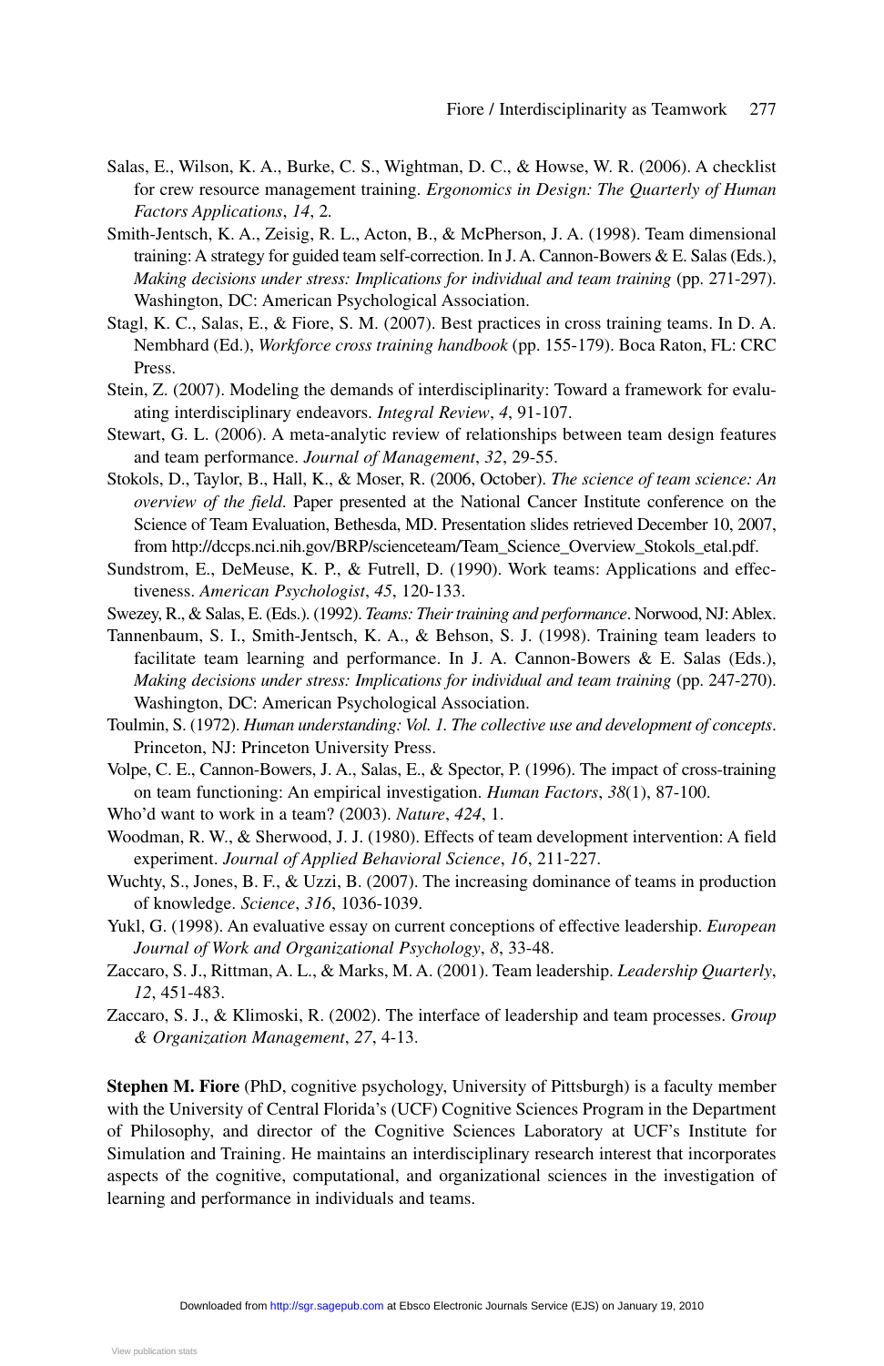Salas, E., Wilson, K. A., Burke, C. S., Wightman, D. C., & Howse, W. R. (2006). A checklist for crew resource management training. *Ergonomics in Design: The Quarterly of Human Factors Applications*, *14*, 2.

Smith-Jentsch, K. A., Zeisig, R. L., Acton, B., & McPherson, J. A. (1998). Team dimensional training: A strategy for guided team self-correction. In J. A. Cannon-Bowers & E. Salas (Eds.), *Making decisions under stress: Implications for individual and team training* (pp. 271-297). Washington, DC: American Psychological Association.

Stagl, K. C., Salas, E., & Fiore, S. M. (2007). Best practices in cross training teams. In D. A. Nembhard (Ed.), *Workforce cross training handbook* (pp. 155-179). Boca Raton, FL: CRC Press.

Stein, Z. (2007). Modeling the demands of interdisciplinarity: Toward a framework for evaluating interdisciplinary endeavors. *Integral Review*, *4*, 91-107.

Stewart, G. L. (2006). A meta-analytic review of relationships between team design features and team performance. *Journal of Management*, *32*, 29-55.

Stokols, D., Taylor, B., Hall, K., & Moser, R. (2006, October). *The science of team science: An overview of the field*. Paper presented at the National Cancer Institute conference on the Science of Team Evaluation, Bethesda, MD. Presentation slides retrieved December 10, 2007, from http://dccps.nci.nih.gov/BRP/scienceteam/Team_Science_Overview_Stokols_etal.pdf.

Sundstrom, E., DeMeuse, K. P., & Futrell, D. (1990). Work teams: Applications and effectiveness. *American Psychologist*, *45*, 120-133.

Swezey, R., & Salas, E. (Eds.). (1992). *Teams: Their training and performance*. Norwood, NJ: Ablex.

Tannenbaum, S. I., Smith-Jentsch, K. A., & Behson, S. J. (1998). Training team leaders to facilitate team learning and performance. In J. A. Cannon-Bowers & E. Salas (Eds.), *Making decisions under stress: Implications for individual and team training* (pp. 247-270). Washington, DC: American Psychological Association.

Toulmin, S. (1972). *Human understanding: Vol. 1. The collective use and development of concepts*. Princeton, NJ: Princeton University Press.

Volpe, C. E., Cannon-Bowers, J. A., Salas, E., & Spector, P. (1996). The impact of cross-training on team functioning: An empirical investigation. *Human Factors*, *38*(1), 87-100.

Who'd want to work in a team? (2003). *Nature*, *424*, 1.

Woodman, R. W., & Sherwood, J. J. (1980). Effects of team development intervention: A field experiment. *Journal of Applied Behavioral Science*, *16*, 211-227.

Wuchty, S., Jones, B. F., & Uzzi, B. (2007). The increasing dominance of teams in production of knowledge. *Science*, *316*, 1036-1039.

Yukl, G. (1998). An evaluative essay on current conceptions of effective leadership. *European Journal of Work and Organizational Psychology*, *8*, 33-48.

Zaccaro, S. J., Rittman, A. L., & Marks, M. A. (2001). Team leadership. *Leadership Quarterly*, *12*, 451-483.

Zaccaro, S. J., & Klimoski, R. (2002). The interface of leadership and team processes. *Group & Organization Management*, *27*, 4-13.

**Stephen M. Fiore** (PhD, cognitive psychology, University of Pittsburgh) is a faculty member with the University of Central Florida's (UCF) Cognitive Sciences Program in the Department of Philosophy, and director of the Cognitive Sciences Laboratory at UCF's Institute for Simulation and Training. He maintains an interdisciplinary research interest that incorporates aspects of the cognitive, computational, and organizational sciences in the investigation of learning and performance in individuals and teams.